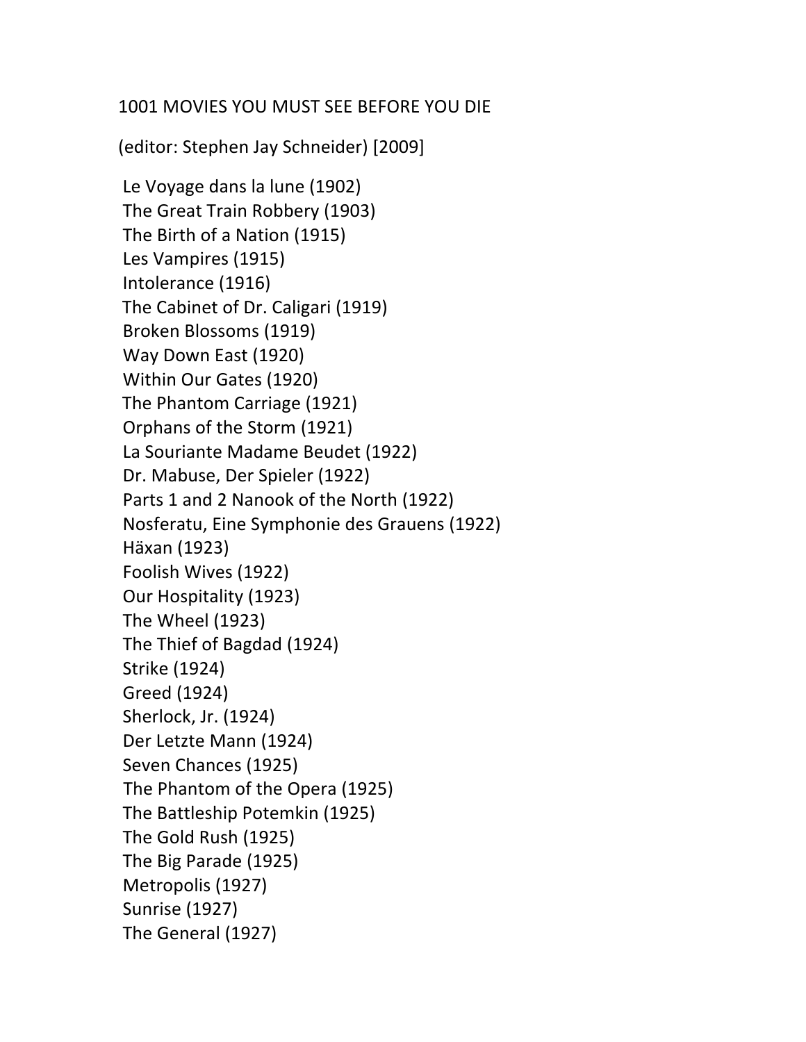1001 MOVIES YOU MUST SEE BEFORE YOU DIE

(editor: Stephen Jay Schneider) [2009]

Le Voyage dans la lune (1902)
The Great Train Robbery (1903)
The Birth of a Nation (1915)
Les Vampires (1915)
Intolerance (1916)
The Cabinet of Dr. Caligari (1919)
Broken Blossoms (1919)
Way Down East (1920)
Within Our Gates (1920)
The Phantom Carriage (1921)
Orphans of the Storm (1921)
La Souriante Madame Beudet (1922)
Dr. Mabuse, Der Spieler (1922)
Parts 1 and 2 Nanook of the North (1922)
Nosferatu, Eine Symphonie des Grauens (1922)
Häxan (1923)
Foolish Wives (1922)
Our Hospitality (1923)
The Wheel (1923)
The Thief of Bagdad (1924)
Strike (1924)
Greed (1924)
Sherlock, Jr. (1924)
Der Letzte Mann (1924)
Seven Chances (1925)
The Phantom of the Opera (1925)
The Battleship Potemkin (1925)
The Gold Rush (1925)
The Big Parade (1925)
Metropolis (1927)
Sunrise (1927)
The General (1927)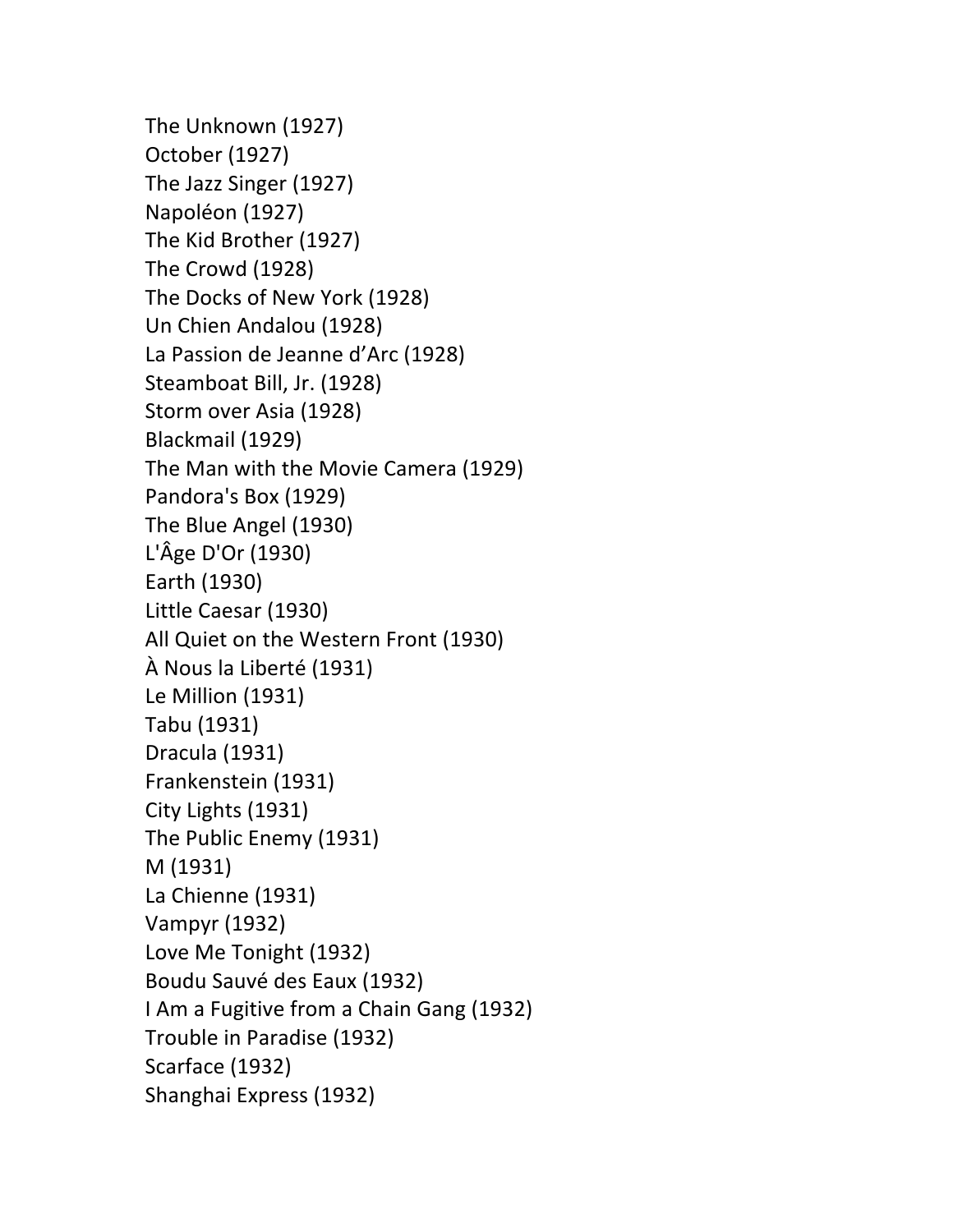The Unknown (1927)
October (1927)
The Jazz Singer (1927)
Napoléon (1927)
The Kid Brother (1927)
The Crowd (1928)
The Docks of New York (1928)
Un Chien Andalou (1928)
La Passion de Jeanne d’Arc (1928)
Steamboat Bill, Jr. (1928)
Storm over Asia (1928)
Blackmail (1929)
The Man with the Movie Camera (1929)
Pandora's Box (1929)
The Blue Angel (1930)
L'Âge D'Or (1930)
Earth (1930)
Little Caesar (1930)
All Quiet on the Western Front (1930)
À Nous la Liberté (1931)
Le Million (1931)
Tabu (1931)
Dracula (1931)
Frankenstein (1931)
City Lights (1931)
The Public Enemy (1931)
M (1931)
La Chienne (1931)
Vampyr (1932)
Love Me Tonight (1932)
Boudu Sauvé des Eaux (1932)
I Am a Fugitive from a Chain Gang (1932)
Trouble in Paradise (1932)
Scarface (1932)
Shanghai Express (1932)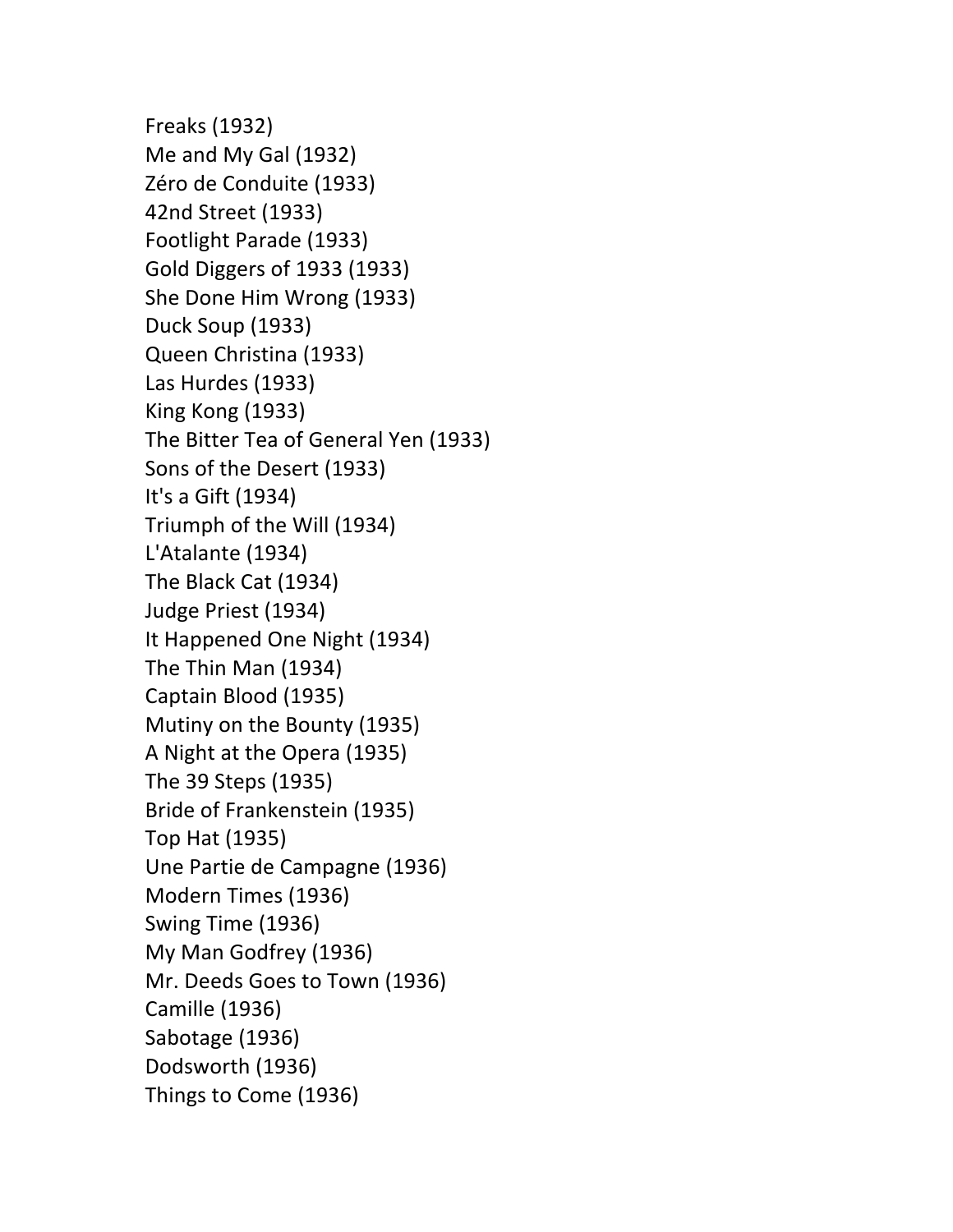Freaks (1932)
Me and My Gal (1932)
Zéro de Conduite (1933)
42nd Street (1933)
Footlight Parade (1933)
Gold Diggers of 1933 (1933)
She Done Him Wrong (1933)
Duck Soup (1933)
Queen Christina (1933)
Las Hurdes (1933)
King Kong (1933)
The Bitter Tea of General Yen (1933)
Sons of the Desert (1933)
It's a Gift (1934)
Triumph of the Will (1934)
L'Atalante (1934)
The Black Cat (1934)
Judge Priest (1934)
It Happened One Night (1934)
The Thin Man (1934)
Captain Blood (1935)
Mutiny on the Bounty (1935)
A Night at the Opera (1935)
The 39 Steps (1935)
Bride of Frankenstein (1935)
Top Hat (1935)
Une Partie de Campagne (1936)
Modern Times (1936)
Swing Time (1936)
My Man Godfrey (1936)
Mr. Deeds Goes to Town (1936)
Camille (1936)
Sabotage (1936)
Dodsworth (1936)
Things to Come (1936)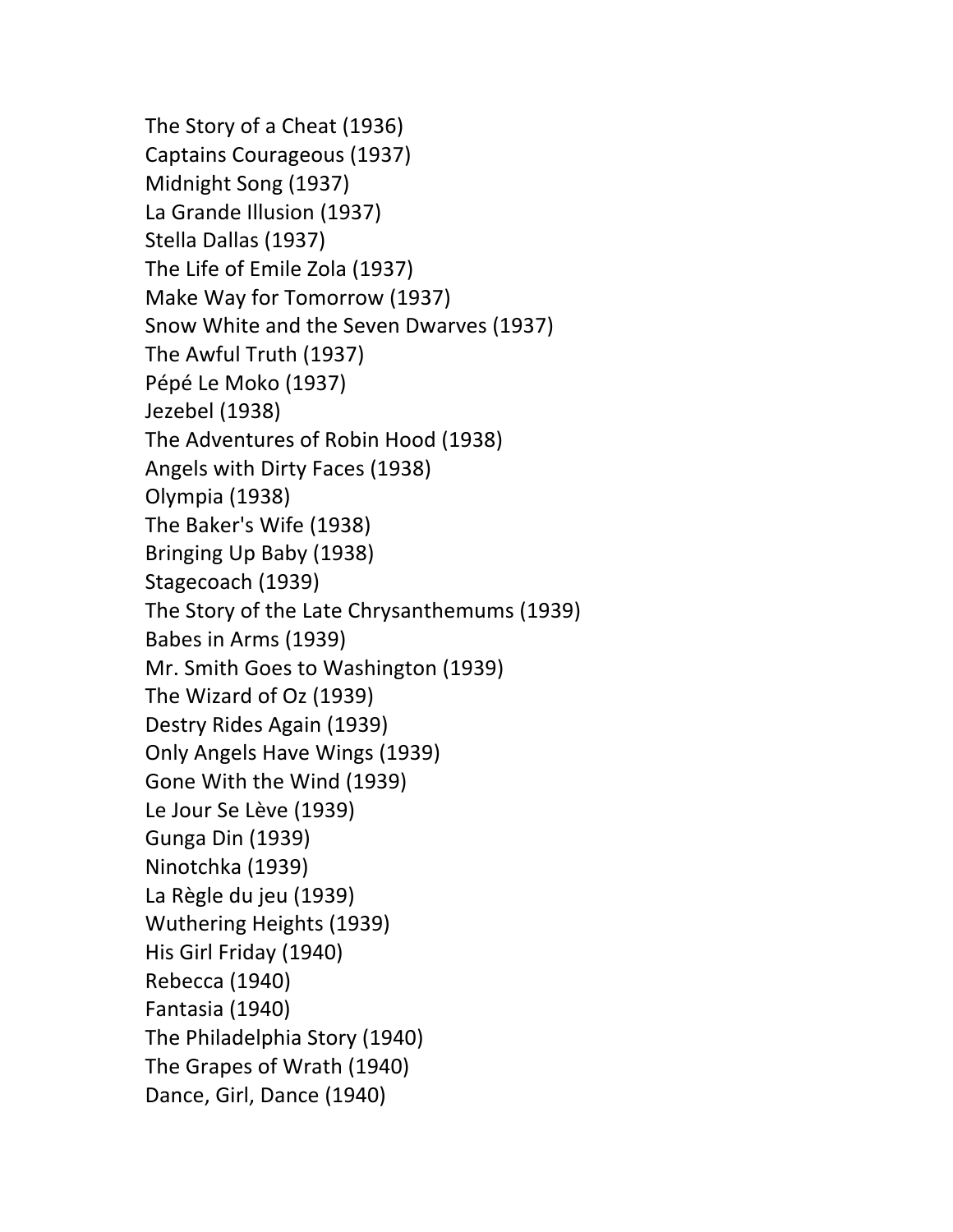The Story of a Cheat (1936)
Captains Courageous (1937)
Midnight Song (1937)
La Grande Illusion (1937)
Stella Dallas (1937)
The Life of Emile Zola (1937)
Make Way for Tomorrow (1937)
Snow White and the Seven Dwarves (1937)
The Awful Truth (1937)
Pépé Le Moko (1937)
Jezebel (1938)
The Adventures of Robin Hood (1938)
Angels with Dirty Faces (1938)
Olympia (1938)
The Baker's Wife (1938)
Bringing Up Baby (1938)
Stagecoach (1939)
The Story of the Late Chrysanthemums (1939)
Babes in Arms (1939)
Mr. Smith Goes to Washington (1939)
The Wizard of Oz (1939)
Destry Rides Again (1939)
Only Angels Have Wings (1939)
Gone With the Wind (1939)
Le Jour Se Lève (1939)
Gunga Din (1939)
Ninotchka (1939)
La Règle du jeu (1939)
Wuthering Heights (1939)
His Girl Friday (1940)
Rebecca (1940)
Fantasia (1940)
The Philadelphia Story (1940)
The Grapes of Wrath (1940)
Dance, Girl, Dance (1940)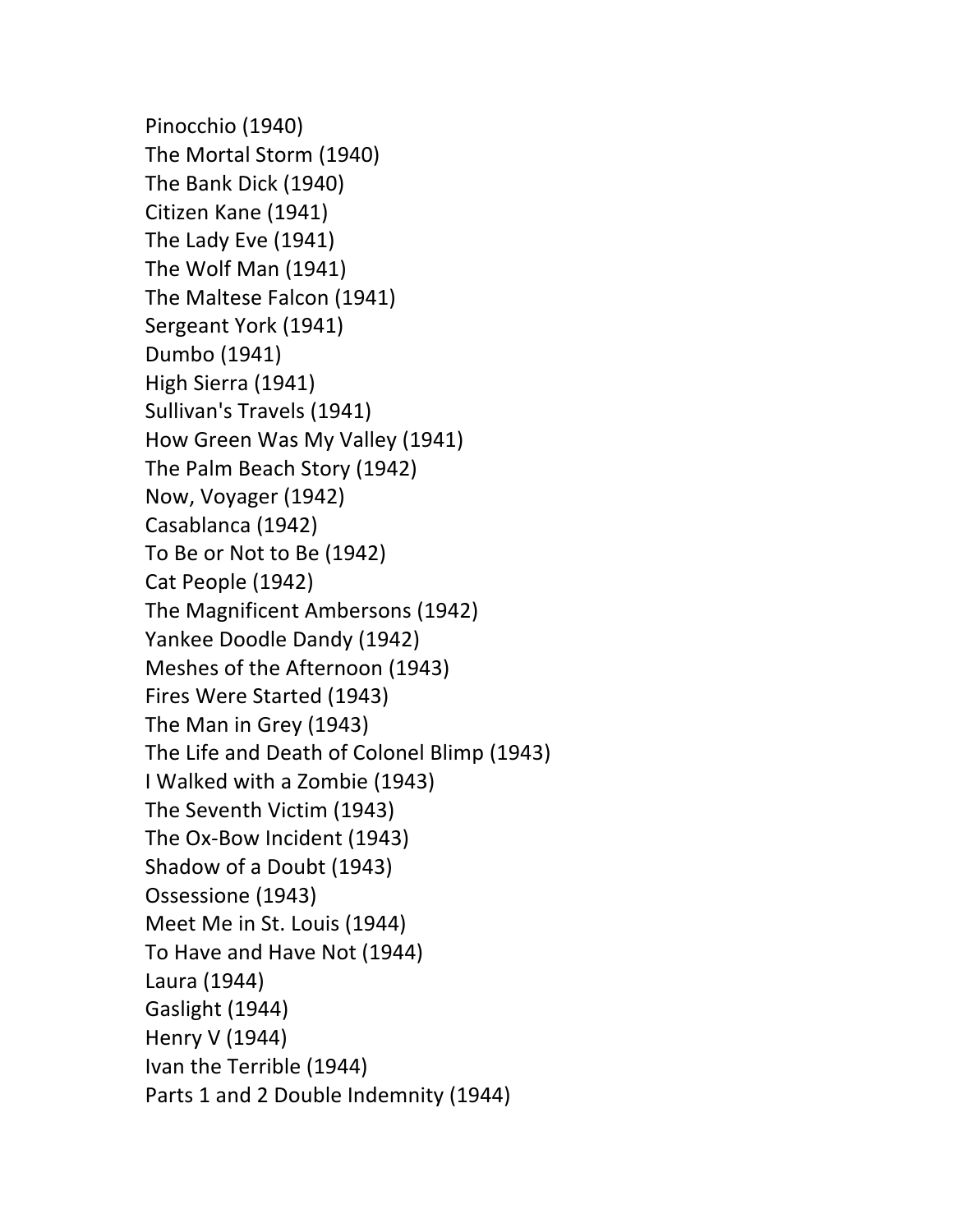Pinocchio (1940)
The Mortal Storm (1940)
The Bank Dick (1940)
Citizen Kane (1941)
The Lady Eve (1941)
The Wolf Man (1941)
The Maltese Falcon (1941)
Sergeant York (1941)
Dumbo (1941)
High Sierra (1941)
Sullivan's Travels (1941)
How Green Was My Valley (1941)
The Palm Beach Story (1942)
Now, Voyager (1942)
Casablanca (1942)
To Be or Not to Be (1942)
Cat People (1942)
The Magnificent Ambersons (1942)
Yankee Doodle Dandy (1942)
Meshes of the Afternoon (1943)
Fires Were Started (1943)
The Man in Grey (1943)
The Life and Death of Colonel Blimp (1943)
I Walked with a Zombie (1943)
The Seventh Victim (1943)
The Ox-Bow Incident (1943)
Shadow of a Doubt (1943)
Ossessione (1943)
Meet Me in St. Louis (1944)
To Have and Have Not (1944)
Laura (1944)
Gaslight (1944)
Henry V (1944)
Ivan the Terrible (1944)
Parts 1 and 2 Double Indemnity (1944)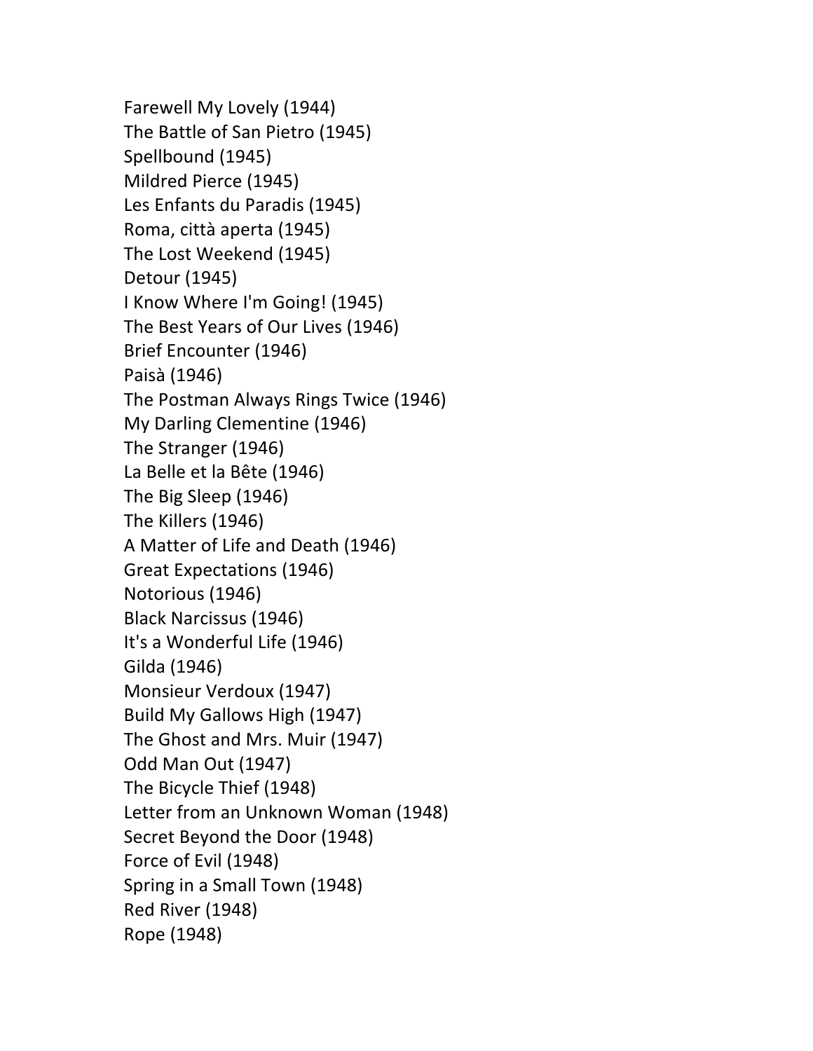Farewell My Lovely (1944)
The Battle of San Pietro (1945)
Spellbound (1945)
Mildred Pierce (1945)
Les Enfants du Paradis (1945)
Roma, città aperta (1945)
The Lost Weekend (1945)
Detour (1945)
I Know Where I'm Going! (1945)
The Best Years of Our Lives (1946)
Brief Encounter (1946)
Paisà (1946)
The Postman Always Rings Twice (1946)
My Darling Clementine (1946)
The Stranger (1946)
La Belle et la Bête (1946)
The Big Sleep (1946)
The Killers (1946)
A Matter of Life and Death (1946)
Great Expectations (1946)
Notorious (1946)
Black Narcissus (1946)
It's a Wonderful Life (1946)
Gilda (1946)
Monsieur Verdoux (1947)
Build My Gallows High (1947)
The Ghost and Mrs. Muir (1947)
Odd Man Out (1947)
The Bicycle Thief (1948)
Letter from an Unknown Woman (1948)
Secret Beyond the Door (1948)
Force of Evil (1948)
Spring in a Small Town (1948)
Red River (1948)
Rope (1948)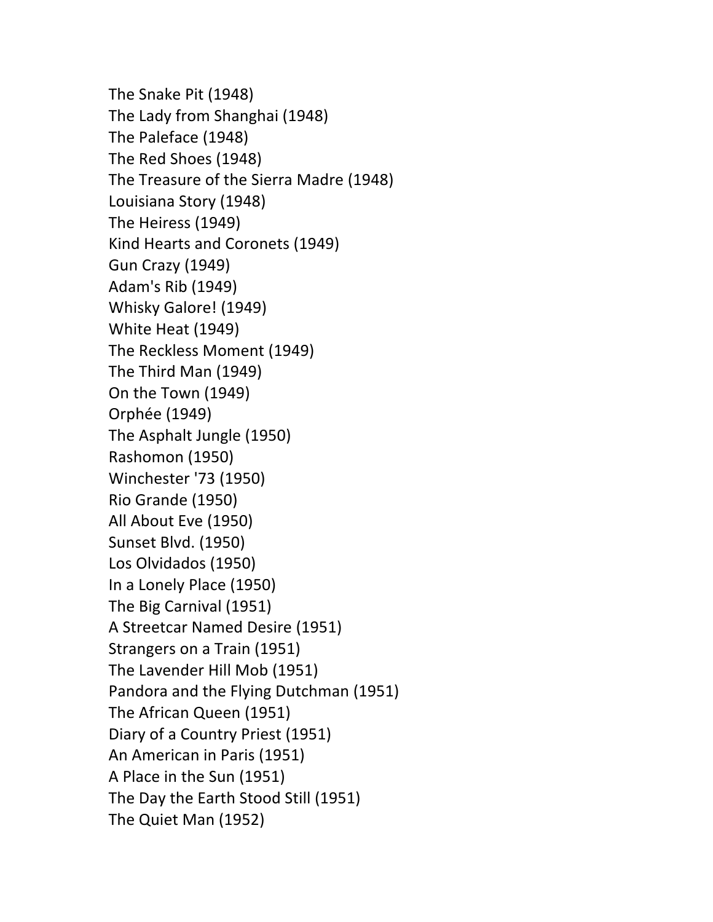The Snake Pit (1948)
The Lady from Shanghai (1948)
The Paleface (1948)
The Red Shoes (1948)
The Treasure of the Sierra Madre (1948)
Louisiana Story (1948)
The Heiress (1949)
Kind Hearts and Coronets (1949)
Gun Crazy (1949)
Adam's Rib (1949)
Whisky Galore! (1949)
White Heat (1949)
The Reckless Moment (1949)
The Third Man (1949)
On the Town (1949)
Orphée (1949)
The Asphalt Jungle (1950)
Rashomon (1950)
Winchester '73 (1950)
Rio Grande (1950)
All About Eve (1950)
Sunset Blvd. (1950)
Los Olvidados (1950)
In a Lonely Place (1950)
The Big Carnival (1951)
A Streetcar Named Desire (1951)
Strangers on a Train (1951)
The Lavender Hill Mob (1951)
Pandora and the Flying Dutchman (1951)
The African Queen (1951)
Diary of a Country Priest (1951)
An American in Paris (1951)
A Place in the Sun (1951)
The Day the Earth Stood Still (1951)
The Quiet Man (1952)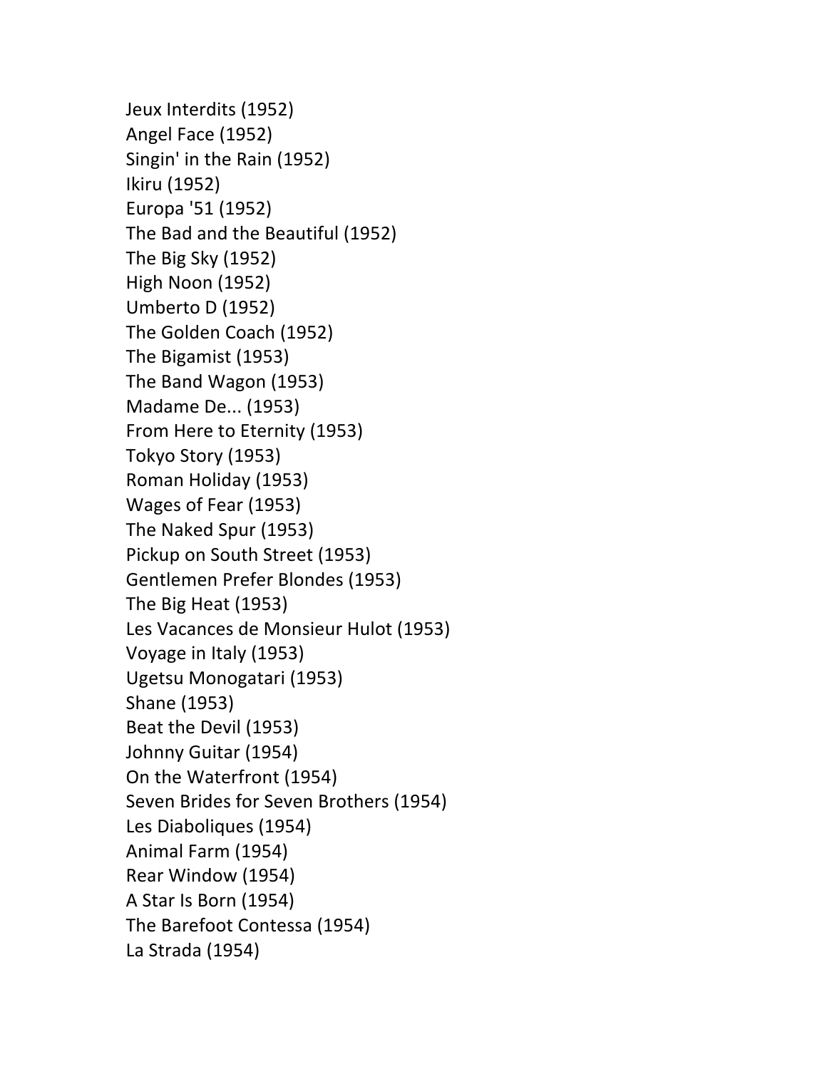Jeux Interdits (1952)
Angel Face (1952)
Singin' in the Rain (1952)
Ikiru (1952)
Europa '51 (1952)
The Bad and the Beautiful (1952)
The Big Sky (1952)
High Noon (1952)
Umberto D (1952)
The Golden Coach (1952)
The Bigamist (1953)
The Band Wagon (1953)
Madame De... (1953)
From Here to Eternity (1953)
Tokyo Story (1953)
Roman Holiday (1953)
Wages of Fear (1953)
The Naked Spur (1953)
Pickup on South Street (1953)
Gentlemen Prefer Blondes (1953)
The Big Heat (1953)
Les Vacances de Monsieur Hulot (1953)
Voyage in Italy (1953)
Ugetsu Monogatari (1953)
Shane (1953)
Beat the Devil (1953)
Johnny Guitar (1954)
On the Waterfront (1954)
Seven Brides for Seven Brothers (1954)
Les Diaboliques (1954)
Animal Farm (1954)
Rear Window (1954)
A Star Is Born (1954)
The Barefoot Contessa (1954)
La Strada (1954)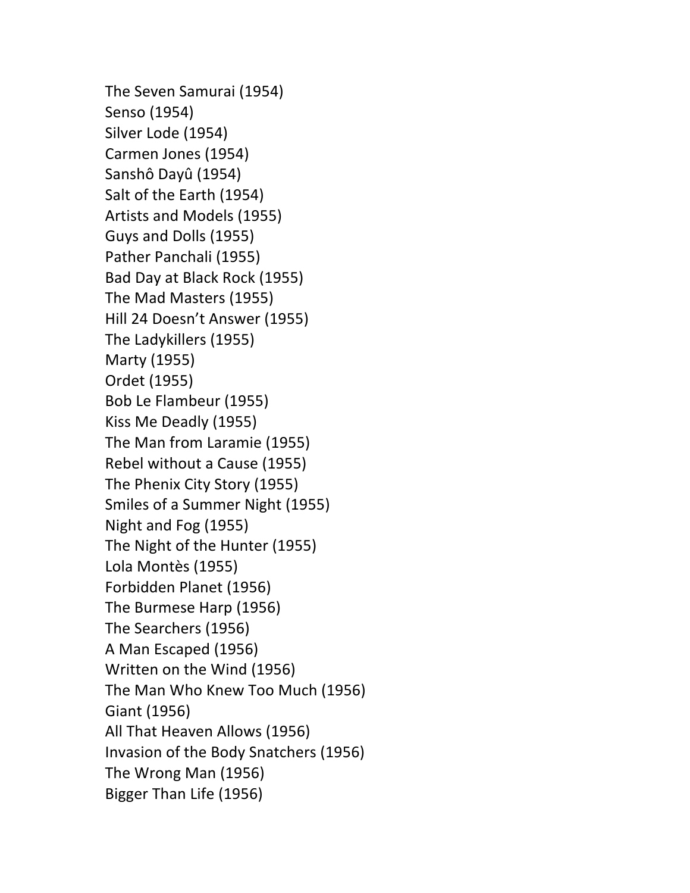The Seven Samurai (1954)
Senso (1954)
Silver Lode (1954)
Carmen Jones (1954)
Sanshô Dayû (1954)
Salt of the Earth (1954)
Artists and Models (1955)
Guys and Dolls (1955)
Pather Panchali (1955)
Bad Day at Black Rock (1955)
The Mad Masters (1955)
Hill 24 Doesn't Answer (1955)
The Ladykillers (1955)
Marty (1955)
Ordet (1955)
Bob Le Flambeur (1955)
Kiss Me Deadly (1955)
The Man from Laramie (1955)
Rebel without a Cause (1955)
The Phenix City Story (1955)
Smiles of a Summer Night (1955)
Night and Fog (1955)
The Night of the Hunter (1955)
Lola Montès (1955)
Forbidden Planet (1956)
The Burmese Harp (1956)
The Searchers (1956)
A Man Escaped (1956)
Written on the Wind (1956)
The Man Who Knew Too Much (1956)
Giant (1956)
All That Heaven Allows (1956)
Invasion of the Body Snatchers (1956)
The Wrong Man (1956)
Bigger Than Life (1956)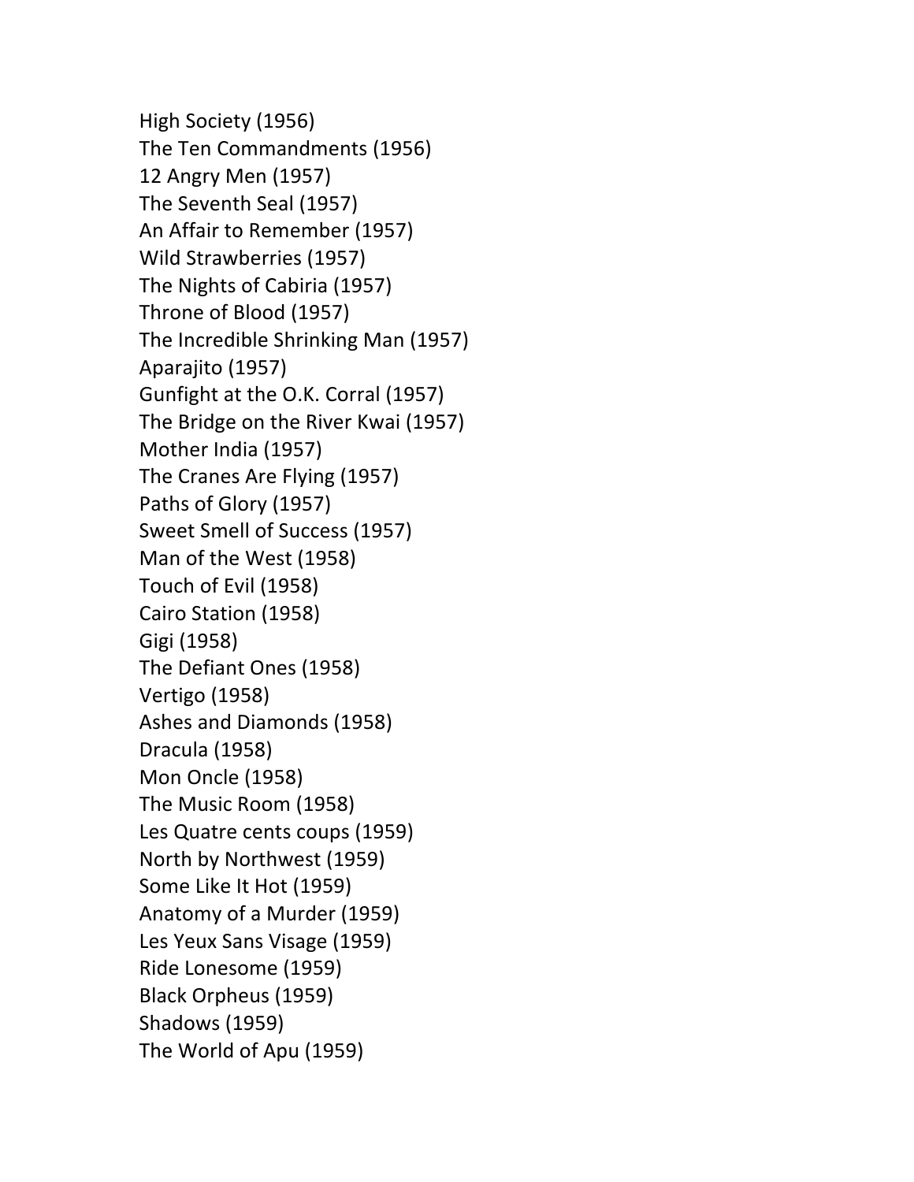High Society (1956)
The Ten Commandments (1956)
12 Angry Men (1957)
The Seventh Seal (1957)
An Affair to Remember (1957)
Wild Strawberries (1957)
The Nights of Cabiria (1957)
Throne of Blood (1957)
The Incredible Shrinking Man (1957)
Aparajito (1957)
Gunfight at the O.K. Corral (1957)
The Bridge on the River Kwai (1957)
Mother India (1957)
The Cranes Are Flying (1957)
Paths of Glory (1957)
Sweet Smell of Success (1957)
Man of the West (1958)
Touch of Evil (1958)
Cairo Station (1958)
Gigi (1958)
The Defiant Ones (1958)
Vertigo (1958)
Ashes and Diamonds (1958)
Dracula (1958)
Mon Oncle (1958)
The Music Room (1958)
Les Quatre cents coups (1959)
North by Northwest (1959)
Some Like It Hot (1959)
Anatomy of a Murder (1959)
Les Yeux Sans Visage (1959)
Ride Lonesome (1959)
Black Orpheus (1959)
Shadows (1959)
The World of Apu (1959)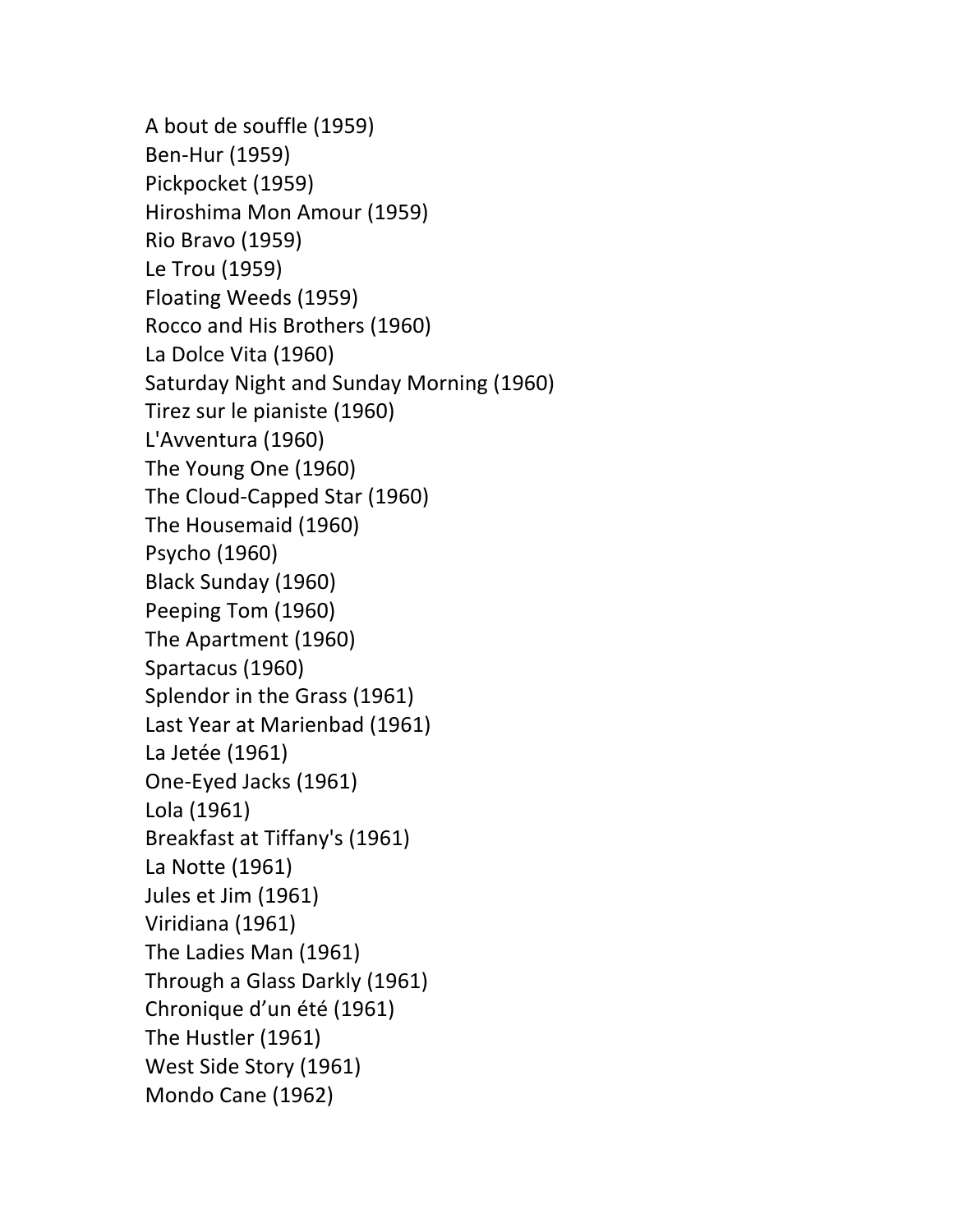A bout de souffle (1959)
Ben-Hur (1959)
Pickpocket (1959)
Hiroshima Mon Amour (1959)
Rio Bravo (1959)
Le Trou (1959)
Floating Weeds (1959)
Rocco and His Brothers (1960)
La Dolce Vita (1960)
Saturday Night and Sunday Morning (1960)
Tirez sur le pianiste (1960)
L'Avventura (1960)
The Young One (1960)
The Cloud-Capped Star (1960)
The Housemaid (1960)
Psycho (1960)
Black Sunday (1960)
Peeping Tom (1960)
The Apartment (1960)
Spartacus (1960)
Splendor in the Grass (1961)
Last Year at Marienbad (1961)
La Jetée (1961)
One-Eyed Jacks (1961)
Lola (1961)
Breakfast at Tiffany's (1961)
La Notte (1961)
Jules et Jim (1961)
Viridiana (1961)
The Ladies Man (1961)
Through a Glass Darkly (1961)
Chronique d'un été (1961)
The Hustler (1961)
West Side Story (1961)
Mondo Cane (1962)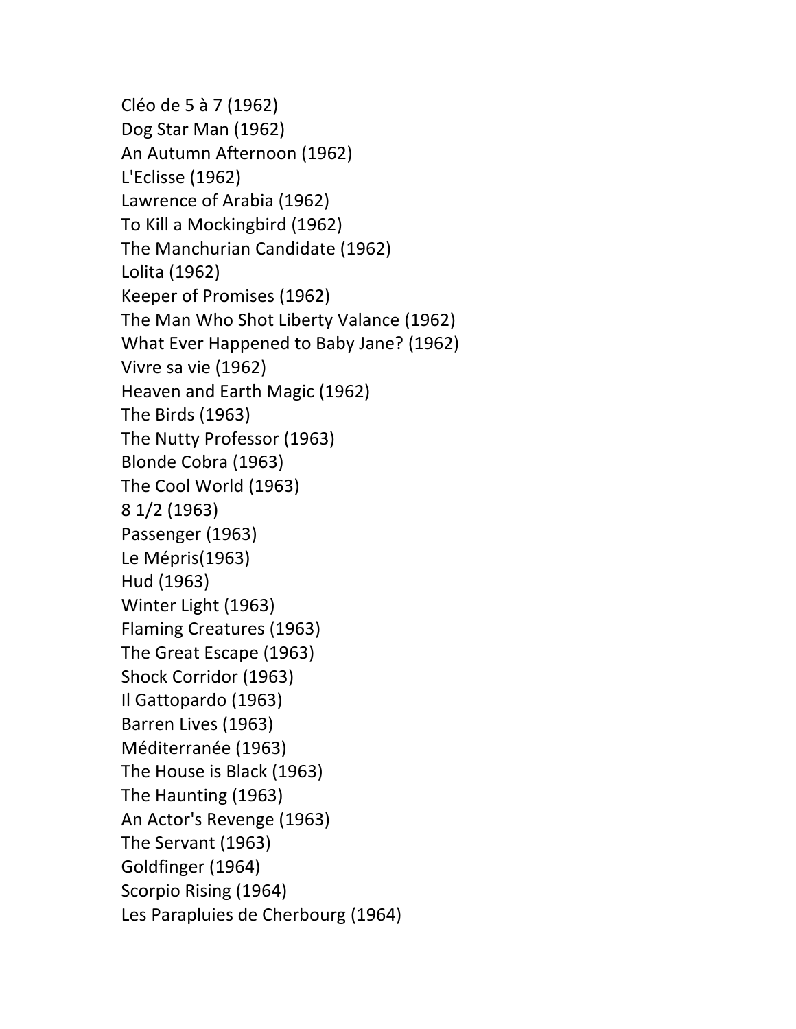Cléo de 5 à 7 (1962)
Dog Star Man (1962)
An Autumn Afternoon (1962)
L'Eclisse (1962)
Lawrence of Arabia (1962)
To Kill a Mockingbird (1962)
The Manchurian Candidate (1962)
Lolita (1962)
Keeper of Promises (1962)
The Man Who Shot Liberty Valance (1962)
What Ever Happened to Baby Jane? (1962)
Vivre sa vie (1962)
Heaven and Earth Magic (1962)
The Birds (1963)
The Nutty Professor (1963)
Blonde Cobra (1963)
The Cool World (1963)
8 1/2 (1963)
Passenger (1963)
Le Mépris(1963)
Hud (1963)
Winter Light (1963)
Flaming Creatures (1963)
The Great Escape (1963)
Shock Corridor (1963)
Il Gattopardo (1963)
Barren Lives (1963)
Méditerranée (1963)
The House is Black (1963)
The Haunting (1963)
An Actor's Revenge (1963)
The Servant (1963)
Goldfinger (1964)
Scorpio Rising (1964)
Les Parapluies de Cherbourg (1964)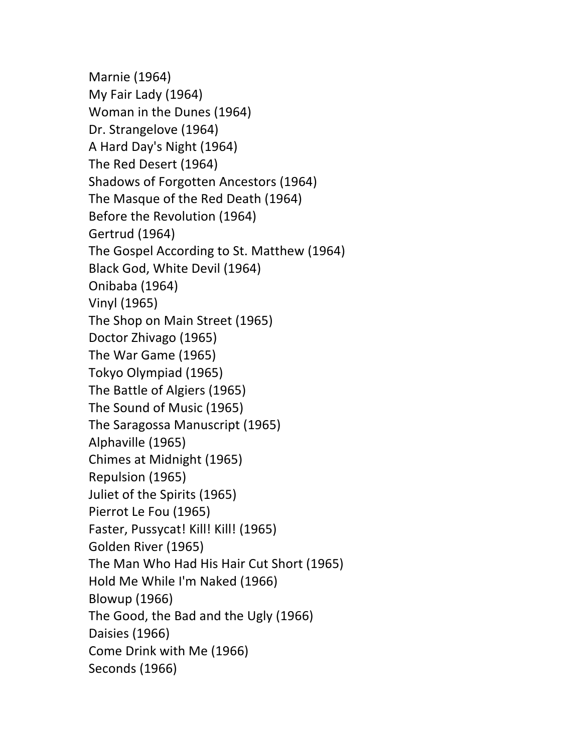Marnie (1964)
My Fair Lady (1964)
Woman in the Dunes (1964)
Dr. Strangelove (1964)
A Hard Day's Night (1964)
The Red Desert (1964)
Shadows of Forgotten Ancestors (1964)
The Masque of the Red Death (1964)
Before the Revolution (1964)
Gertrud (1964)
The Gospel According to St. Matthew (1964)
Black God, White Devil (1964)
Onibaba (1964)
Vinyl (1965)
The Shop on Main Street (1965)
Doctor Zhivago (1965)
The War Game (1965)
Tokyo Olympiad (1965)
The Battle of Algiers (1965)
The Sound of Music (1965)
The Saragossa Manuscript (1965)
Alphaville (1965)
Chimes at Midnight (1965)
Repulsion (1965)
Juliet of the Spirits (1965)
Pierrot Le Fou (1965)
Faster, Pussycat! Kill! Kill! (1965)
Golden River (1965)
The Man Who Had His Hair Cut Short (1965)
Hold Me While I'm Naked (1966)
Blowup (1966)
The Good, the Bad and the Ugly (1966)
Daisies (1966)
Come Drink with Me (1966)
Seconds (1966)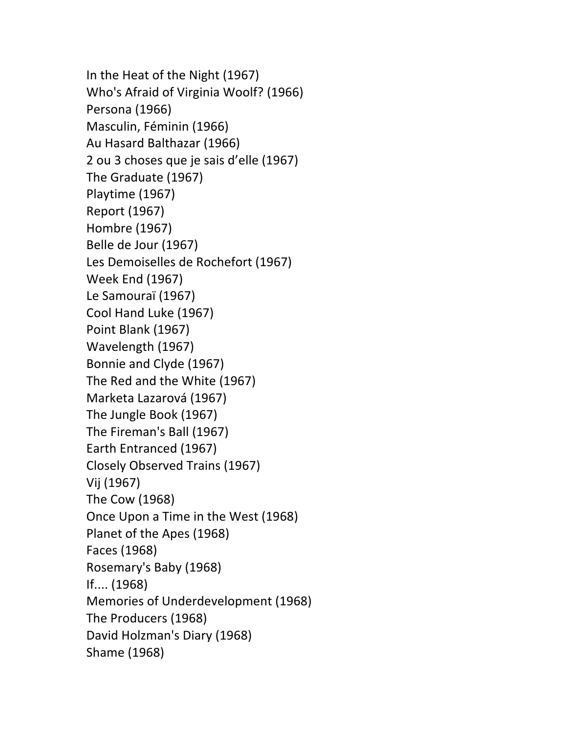In the Heat of the Night (1967)
Who's Afraid of Virginia Woolf? (1966)
Persona (1966)
Masculin, Féminin (1966)
Au Hasard Balthazar (1966)
2 ou 3 choses que je sais d'elle (1967)
The Graduate (1967)
Playtime (1967)
Report (1967)
Hombre (1967)
Belle de Jour (1967)
Les Demoiselles de Rochefort (1967)
Week End (1967)
Le Samouraï (1967)
Cool Hand Luke (1967)
Point Blank (1967)
Wavelength (1967)
Bonnie and Clyde (1967)
The Red and the White (1967)
Marketa Lazarová (1967)
The Jungle Book (1967)
The Fireman's Ball (1967)
Earth Entranced (1967)
Closely Observed Trains (1967)
Vij (1967)
The Cow (1968)
Once Upon a Time in the West (1968)
Planet of the Apes (1968)
Faces (1968)
Rosemary's Baby (1968)
If.... (1968)
Memories of Underdevelopment (1968)
The Producers (1968)
David Holzman's Diary (1968)
Shame (1968)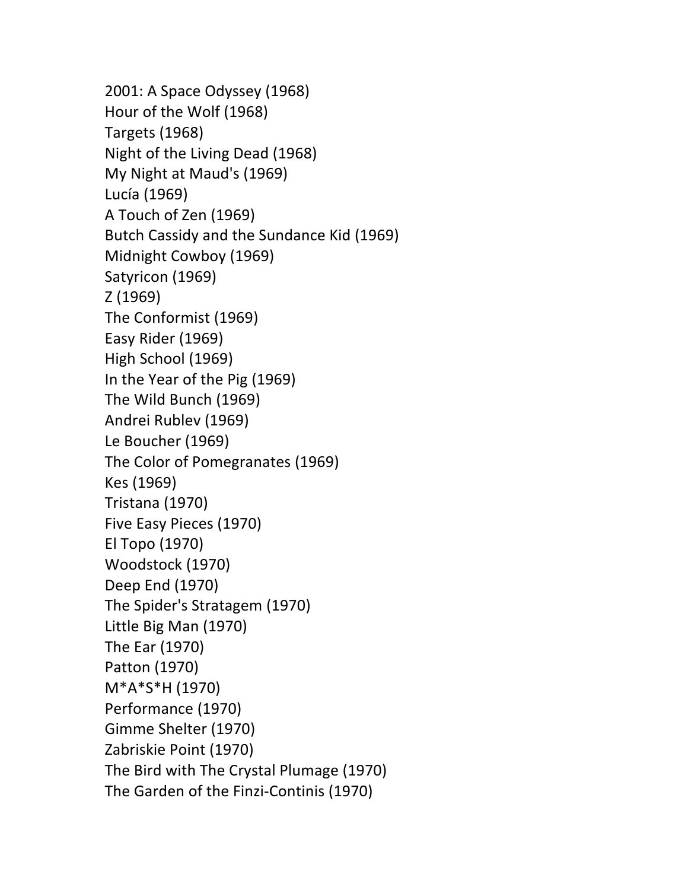2001: A Space Odyssey (1968)
Hour of the Wolf (1968)
Targets (1968)
Night of the Living Dead (1968)
My Night at Maud's (1969)
Lucía (1969)
A Touch of Zen (1969)
Butch Cassidy and the Sundance Kid (1969)
Midnight Cowboy (1969)
Satyricon (1969)
Z (1969)
The Conformist (1969)
Easy Rider (1969)
High School (1969)
In the Year of the Pig (1969)
The Wild Bunch (1969)
Andrei Rublev (1969)
Le Boucher (1969)
The Color of Pomegranates (1969)
Kes (1969)
Tristana (1970)
Five Easy Pieces (1970)
El Topo (1970)
Woodstock (1970)
Deep End (1970)
The Spider's Stratagem (1970)
Little Big Man (1970)
The Ear (1970)
Patton (1970)
M*A*S*H (1970)
Performance (1970)
Gimme Shelter (1970)
Zabriskie Point (1970)
The Bird with The Crystal Plumage (1970)
The Garden of the Finzi-Continis (1970)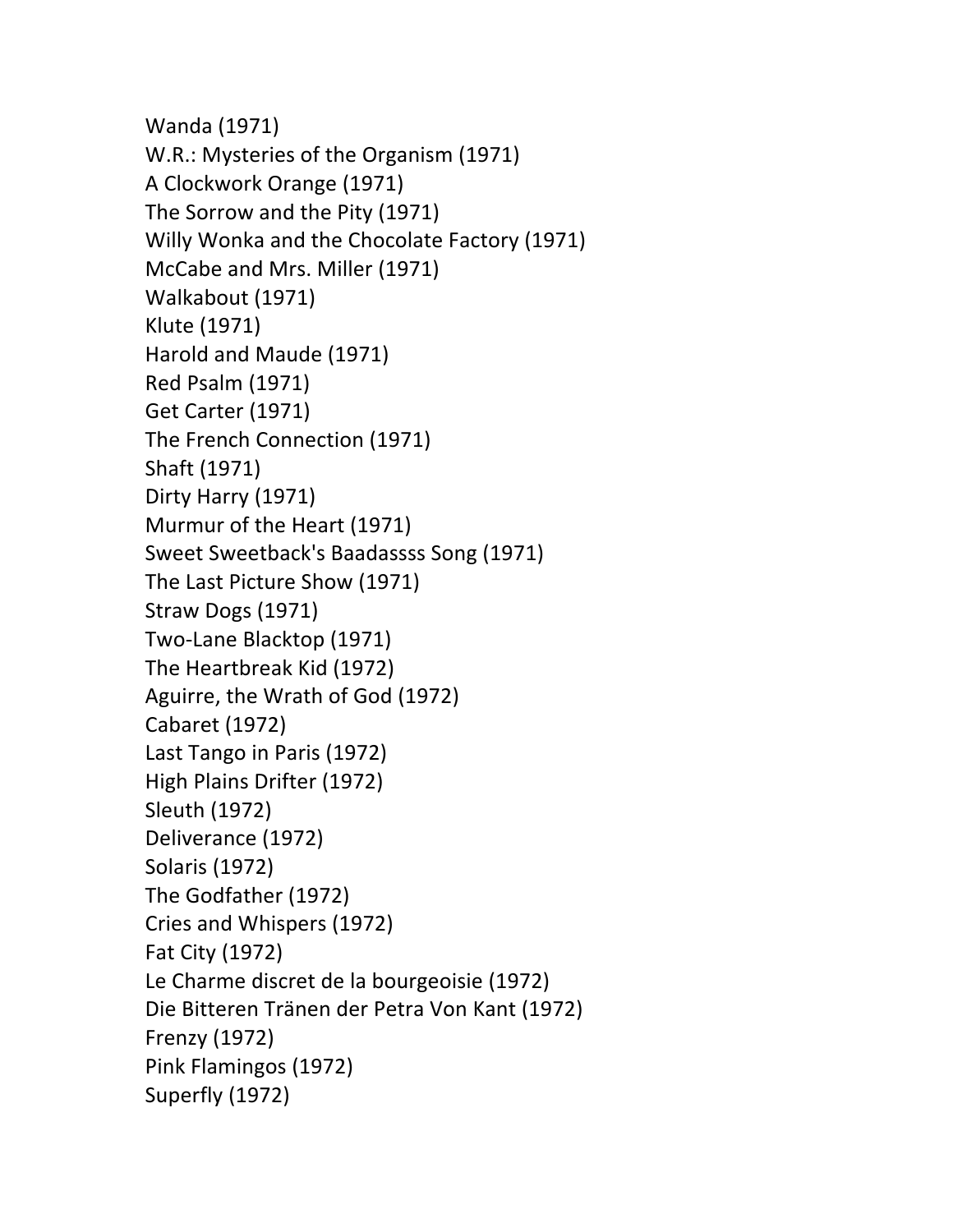Wanda (1971)
W.R.: Mysteries of the Organism (1971)
A Clockwork Orange (1971)
The Sorrow and the Pity (1971)
Willy Wonka and the Chocolate Factory (1971)
McCabe and Mrs. Miller (1971)
Walkabout (1971)
Klute (1971)
Harold and Maude (1971)
Red Psalm (1971)
Get Carter (1971)
The French Connection (1971)
Shaft (1971)
Dirty Harry (1971)
Murmur of the Heart (1971)
Sweet Sweetback's Baadassss Song (1971)
The Last Picture Show (1971)
Straw Dogs (1971)
Two-Lane Blacktop (1971)
The Heartbreak Kid (1972)
Aguirre, the Wrath of God (1972)
Cabaret (1972)
Last Tango in Paris (1972)
High Plains Drifter (1972)
Sleuth (1972)
Deliverance (1972)
Solaris (1972)
The Godfather (1972)
Cries and Whispers (1972)
Fat City (1972)
Le Charme discret de la bourgeoisie (1972)
Die Bitteren Tränen der Petra Von Kant (1972)
Frenzy (1972)
Pink Flamingos (1972)
Superfly (1972)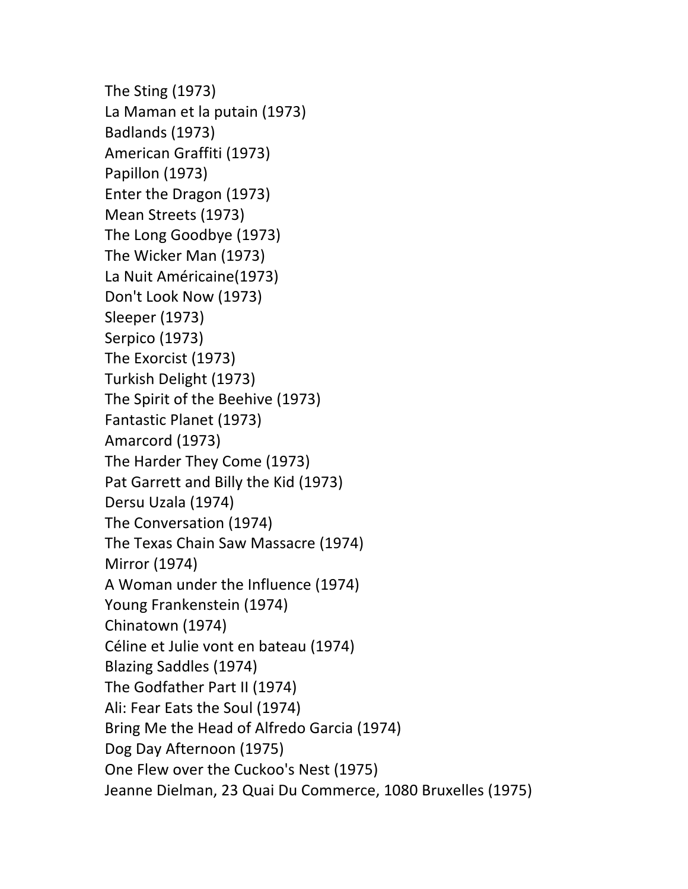The Sting (1973)
La Maman et la putain (1973)
Badlands (1973)
American Graffiti (1973)
Papillon (1973)
Enter the Dragon (1973)
Mean Streets (1973)
The Long Goodbye (1973)
The Wicker Man (1973)
La Nuit Américaine(1973)
Don't Look Now (1973)
Sleeper (1973)
Serpico (1973)
The Exorcist (1973)
Turkish Delight (1973)
The Spirit of the Beehive (1973)
Fantastic Planet (1973)
Amarcord (1973)
The Harder They Come (1973)
Pat Garrett and Billy the Kid (1973)
Dersu Uzala (1974)
The Conversation (1974)
The Texas Chain Saw Massacre (1974)
Mirror (1974)
A Woman under the Influence (1974)
Young Frankenstein (1974)
Chinatown (1974)
Céline et Julie vont en bateau (1974)
Blazing Saddles (1974)
The Godfather Part II (1974)
Ali: Fear Eats the Soul (1974)
Bring Me the Head of Alfredo Garcia (1974)
Dog Day Afternoon (1975)
One Flew over the Cuckoo's Nest (1975)
Jeanne Dielman, 23 Quai Du Commerce, 1080 Bruxelles (1975)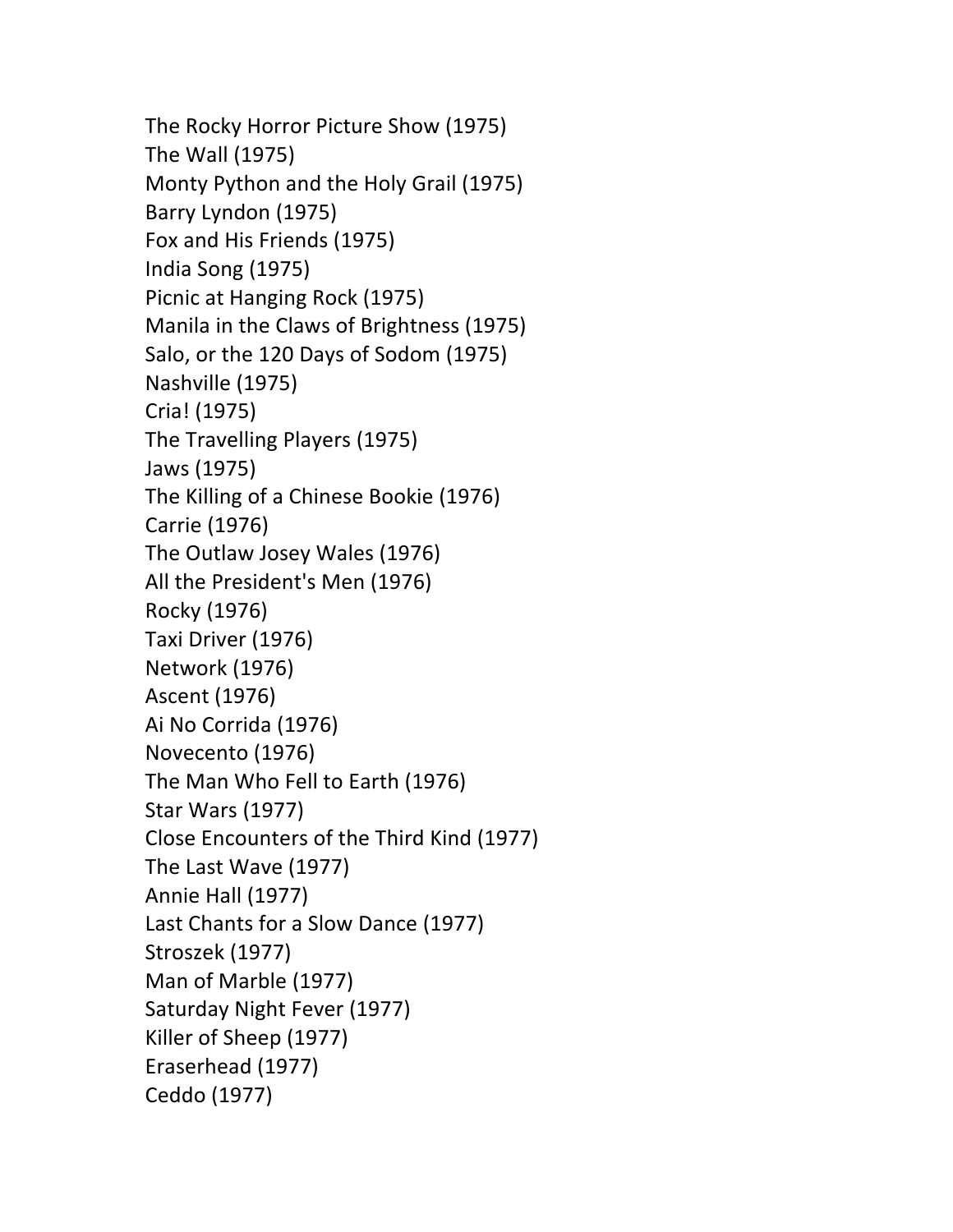The Rocky Horror Picture Show (1975)
The Wall (1975)
Monty Python and the Holy Grail (1975)
Barry Lyndon (1975)
Fox and His Friends (1975)
India Song (1975)
Picnic at Hanging Rock (1975)
Manila in the Claws of Brightness (1975)
Salo, or the 120 Days of Sodom (1975)
Nashville (1975)
Cria! (1975)
The Travelling Players (1975)
Jaws (1975)
The Killing of a Chinese Bookie (1976)
Carrie (1976)
The Outlaw Josey Wales (1976)
All the President's Men (1976)
Rocky (1976)
Taxi Driver (1976)
Network (1976)
Ascent (1976)
Ai No Corrida (1976)
Novecento (1976)
The Man Who Fell to Earth (1976)
Star Wars (1977)
Close Encounters of the Third Kind (1977)
The Last Wave (1977)
Annie Hall (1977)
Last Chants for a Slow Dance (1977)
Stroszek (1977)
Man of Marble (1977)
Saturday Night Fever (1977)
Killer of Sheep (1977)
Eraserhead (1977)
Ceddo (1977)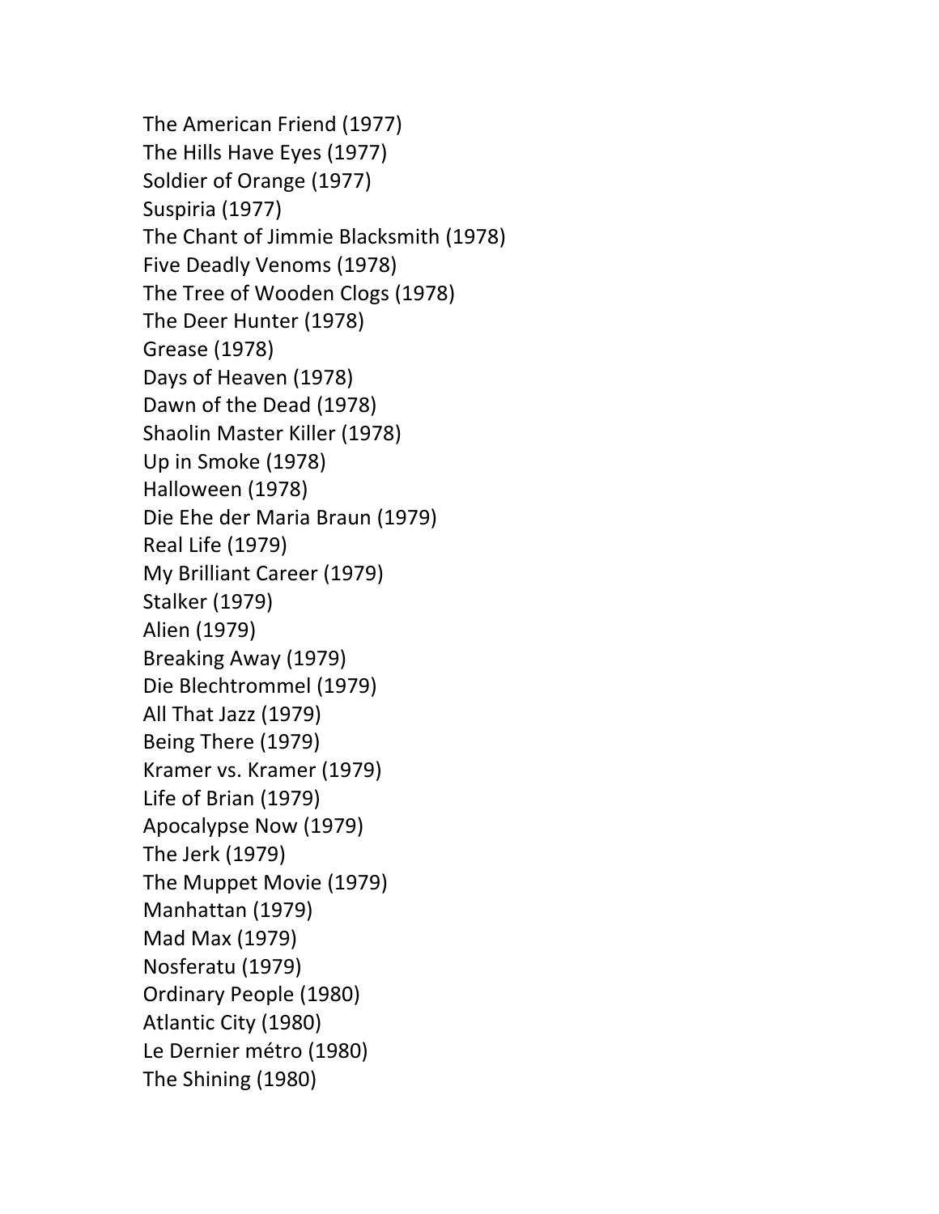The American Friend (1977)
The Hills Have Eyes (1977)
Soldier of Orange (1977)
Suspiria (1977)
The Chant of Jimmie Blacksmith (1978)
Five Deadly Venoms (1978)
The Tree of Wooden Clogs (1978)
The Deer Hunter (1978)
Grease (1978)
Days of Heaven (1978)
Dawn of the Dead (1978)
Shaolin Master Killer (1978)
Up in Smoke (1978)
Halloween (1978)
Die Ehe der Maria Braun (1979)
Real Life (1979)
My Brilliant Career (1979)
Stalker (1979)
Alien (1979)
Breaking Away (1979)
Die Blechtrommel (1979)
All That Jazz (1979)
Being There (1979)
Kramer vs. Kramer (1979)
Life of Brian (1979)
Apocalypse Now (1979)
The Jerk (1979)
The Muppet Movie (1979)
Manhattan (1979)
Mad Max (1979)
Nosferatu (1979)
Ordinary People (1980)
Atlantic City (1980)
Le Dernier métro (1980)
The Shining (1980)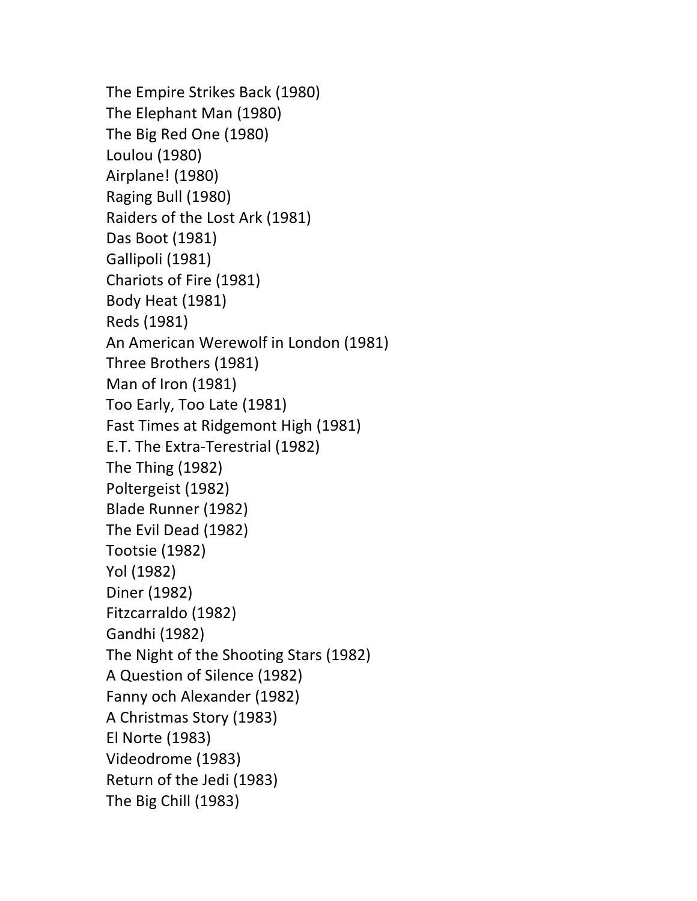The Empire Strikes Back (1980)
The Elephant Man (1980)
The Big Red One (1980)
Loulou (1980)
Airplane! (1980)
Raging Bull (1980)
Raiders of the Lost Ark (1981)
Das Boot (1981)
Gallipoli (1981)
Chariots of Fire (1981)
Body Heat (1981)
Reds (1981)
An American Werewolf in London (1981)
Three Brothers (1981)
Man of Iron (1981)
Too Early, Too Late (1981)
Fast Times at Ridgemont High (1981)
E.T. The Extra-Terestrial (1982)
The Thing (1982)
Poltergeist (1982)
Blade Runner (1982)
The Evil Dead (1982)
Tootsie (1982)
Yol (1982)
Diner (1982)
Fitzcarraldo (1982)
Gandhi (1982)
The Night of the Shooting Stars (1982)
A Question of Silence (1982)
Fanny och Alexander (1982)
A Christmas Story (1983)
El Norte (1983)
Videodrome (1983)
Return of the Jedi (1983)
The Big Chill (1983)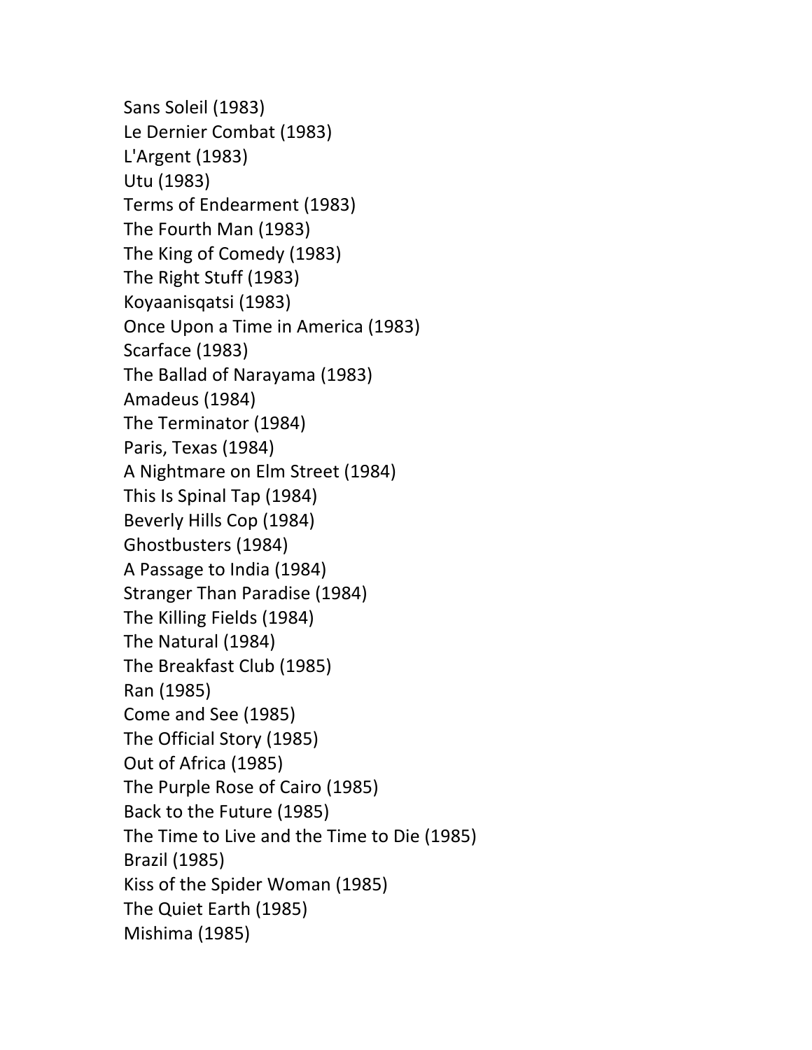Sans Soleil (1983)
Le Dernier Combat (1983)
L'Argent (1983)
Utu (1983)
Terms of Endearment (1983)
The Fourth Man (1983)
The King of Comedy (1983)
The Right Stuff (1983)
Koyaanisqatsi (1983)
Once Upon a Time in America (1983)
Scarface (1983)
The Ballad of Narayama (1983)
Amadeus (1984)
The Terminator (1984)
Paris, Texas (1984)
A Nightmare on Elm Street (1984)
This Is Spinal Tap (1984)
Beverly Hills Cop (1984)
Ghostbusters (1984)
A Passage to India (1984)
Stranger Than Paradise (1984)
The Killing Fields (1984)
The Natural (1984)
The Breakfast Club (1985)
Ran (1985)
Come and See (1985)
The Official Story (1985)
Out of Africa (1985)
The Purple Rose of Cairo (1985)
Back to the Future (1985)
The Time to Live and the Time to Die (1985)
Brazil (1985)
Kiss of the Spider Woman (1985)
The Quiet Earth (1985)
Mishima (1985)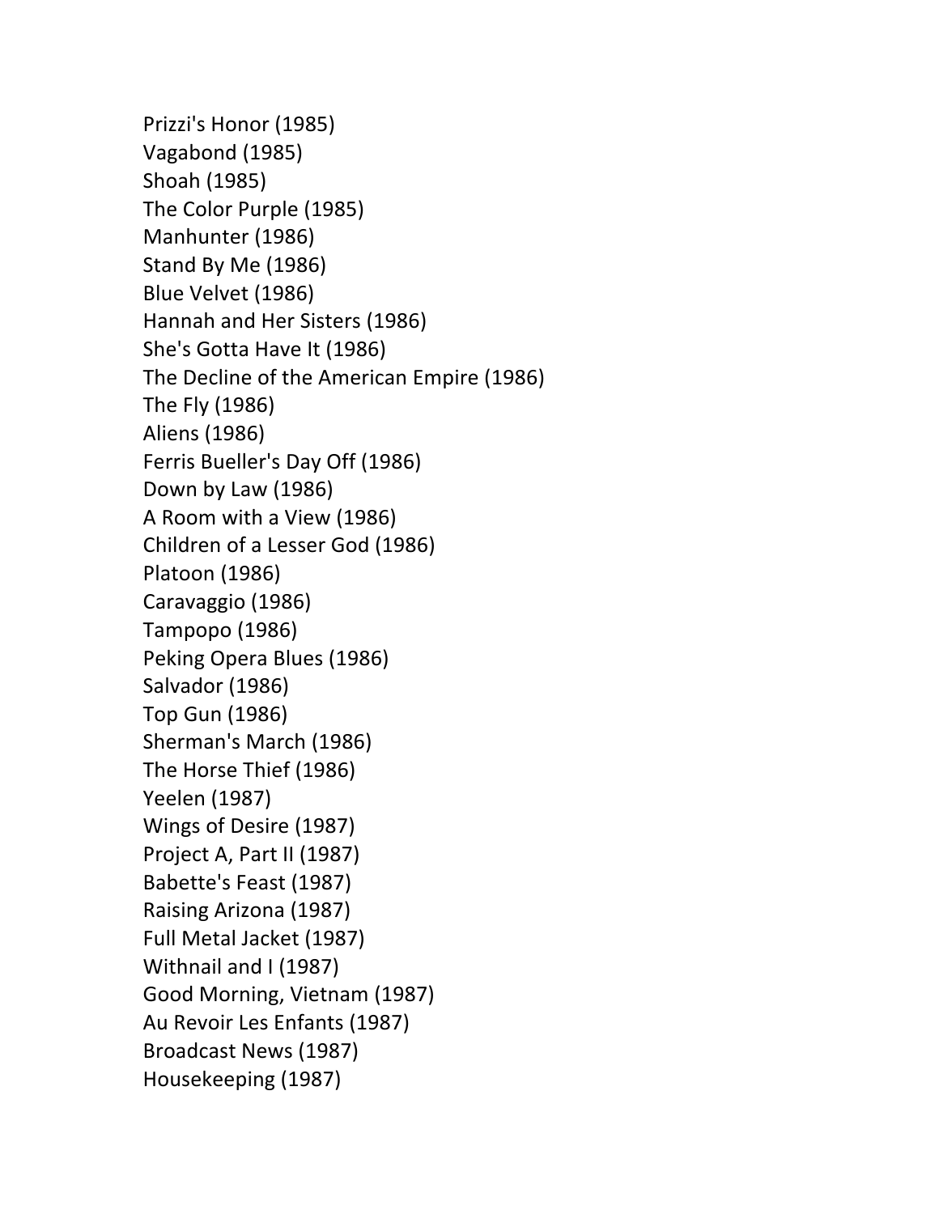Prizzi's Honor (1985)
Vagabond (1985)
Shoah (1985)
The Color Purple (1985)
Manhunter (1986)
Stand By Me (1986)
Blue Velvet (1986)
Hannah and Her Sisters (1986)
She's Gotta Have It (1986)
The Decline of the American Empire (1986)
The Fly (1986)
Aliens (1986)
Ferris Bueller's Day Off (1986)
Down by Law (1986)
A Room with a View (1986)
Children of a Lesser God (1986)
Platoon (1986)
Caravaggio (1986)
Tampopo (1986)
Peking Opera Blues (1986)
Salvador (1986)
Top Gun (1986)
Sherman's March (1986)
The Horse Thief (1986)
Yeelen (1987)
Wings of Desire (1987)
Project A, Part II (1987)
Babette's Feast (1987)
Raising Arizona (1987)
Full Metal Jacket (1987)
Withnail and I (1987)
Good Morning, Vietnam (1987)
Au Revoir Les Enfants (1987)
Broadcast News (1987)
Housekeeping (1987)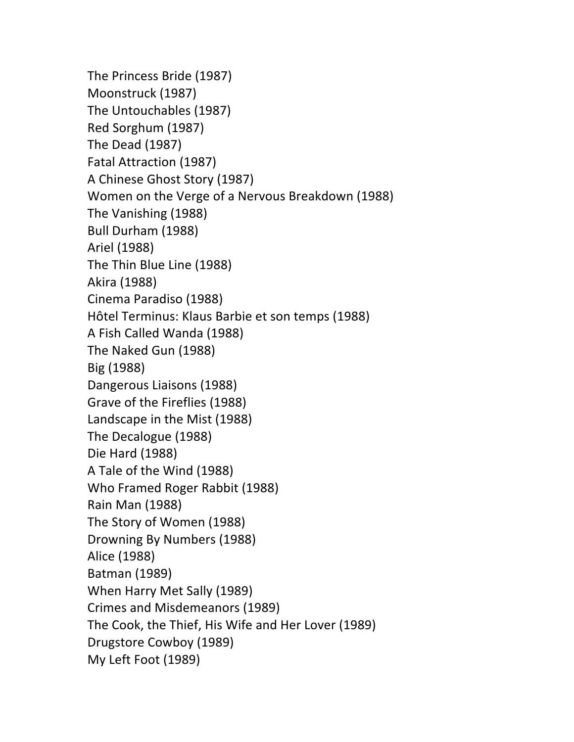The Princess Bride (1987)
Moonstruck (1987)
The Untouchables (1987)
Red Sorghum (1987)
The Dead (1987)
Fatal Attraction (1987)
A Chinese Ghost Story (1987)
Women on the Verge of a Nervous Breakdown (1988)
The Vanishing (1988)
Bull Durham (1988)
Ariel (1988)
The Thin Blue Line (1988)
Akira (1988)
Cinema Paradiso (1988)
Hôtel Terminus: Klaus Barbie et son temps (1988)
A Fish Called Wanda (1988)
The Naked Gun (1988)
Big (1988)
Dangerous Liaisons (1988)
Grave of the Fireflies (1988)
Landscape in the Mist (1988)
The Decalogue (1988)
Die Hard (1988)
A Tale of the Wind (1988)
Who Framed Roger Rabbit (1988)
Rain Man (1988)
The Story of Women (1988)
Drowning By Numbers (1988)
Alice (1988)
Batman (1989)
When Harry Met Sally (1989)
Crimes and Misdemeanors (1989)
The Cook, the Thief, His Wife and Her Lover (1989)
Drugstore Cowboy (1989)
My Left Foot (1989)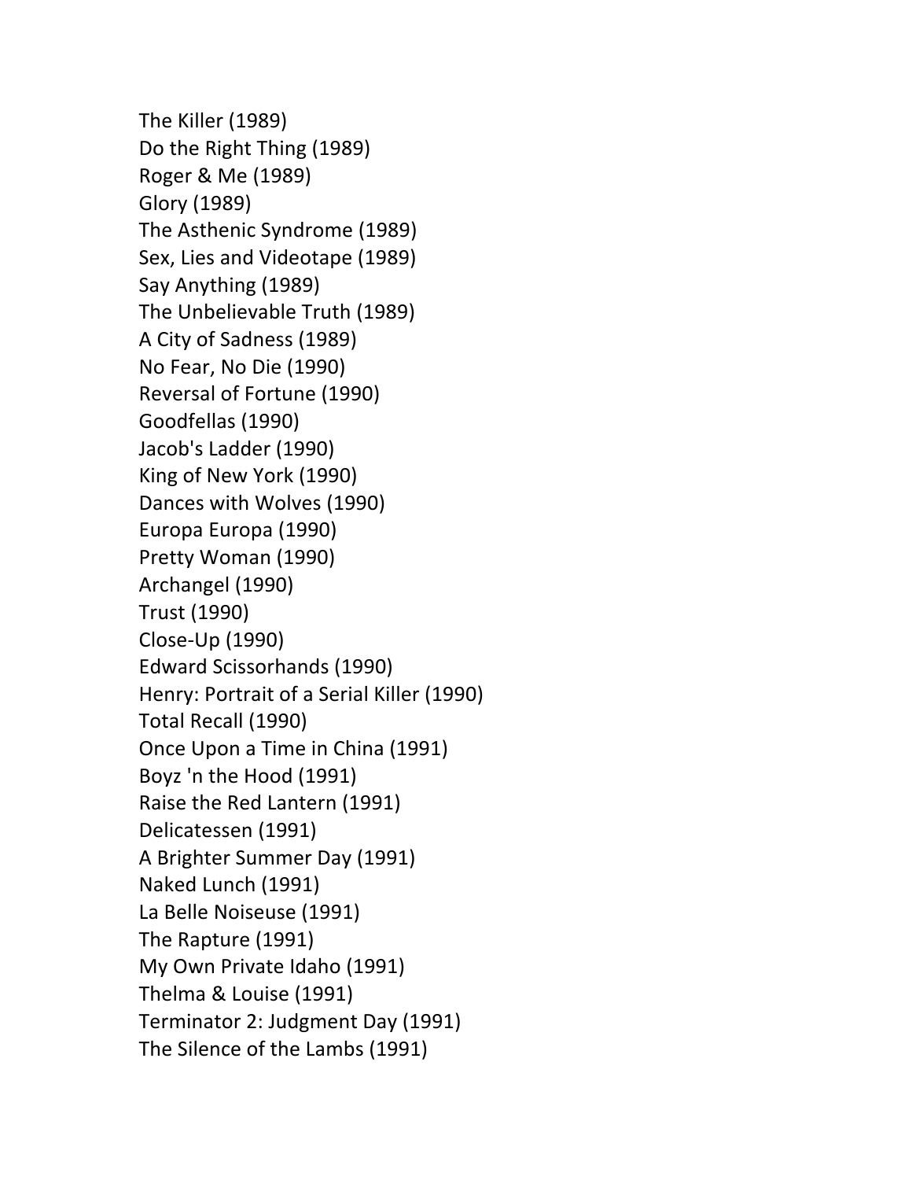The Killer (1989)
Do the Right Thing (1989)
Roger & Me (1989)
Glory (1989)
The Asthenic Syndrome (1989)
Sex, Lies and Videotape (1989)
Say Anything (1989)
The Unbelievable Truth (1989)
A City of Sadness (1989)
No Fear, No Die (1990)
Reversal of Fortune (1990)
Goodfellas (1990)
Jacob's Ladder (1990)
King of New York (1990)
Dances with Wolves (1990)
Europa Europa (1990)
Pretty Woman (1990)
Archangel (1990)
Trust (1990)
Close-Up (1990)
Edward Scissorhands (1990)
Henry: Portrait of a Serial Killer (1990)
Total Recall (1990)
Once Upon a Time in China (1991)
Boyz 'n the Hood (1991)
Raise the Red Lantern (1991)
Delicatessen (1991)
A Brighter Summer Day (1991)
Naked Lunch (1991)
La Belle Noiseuse (1991)
The Rapture (1991)
My Own Private Idaho (1991)
Thelma & Louise (1991)
Terminator 2: Judgment Day (1991)
The Silence of the Lambs (1991)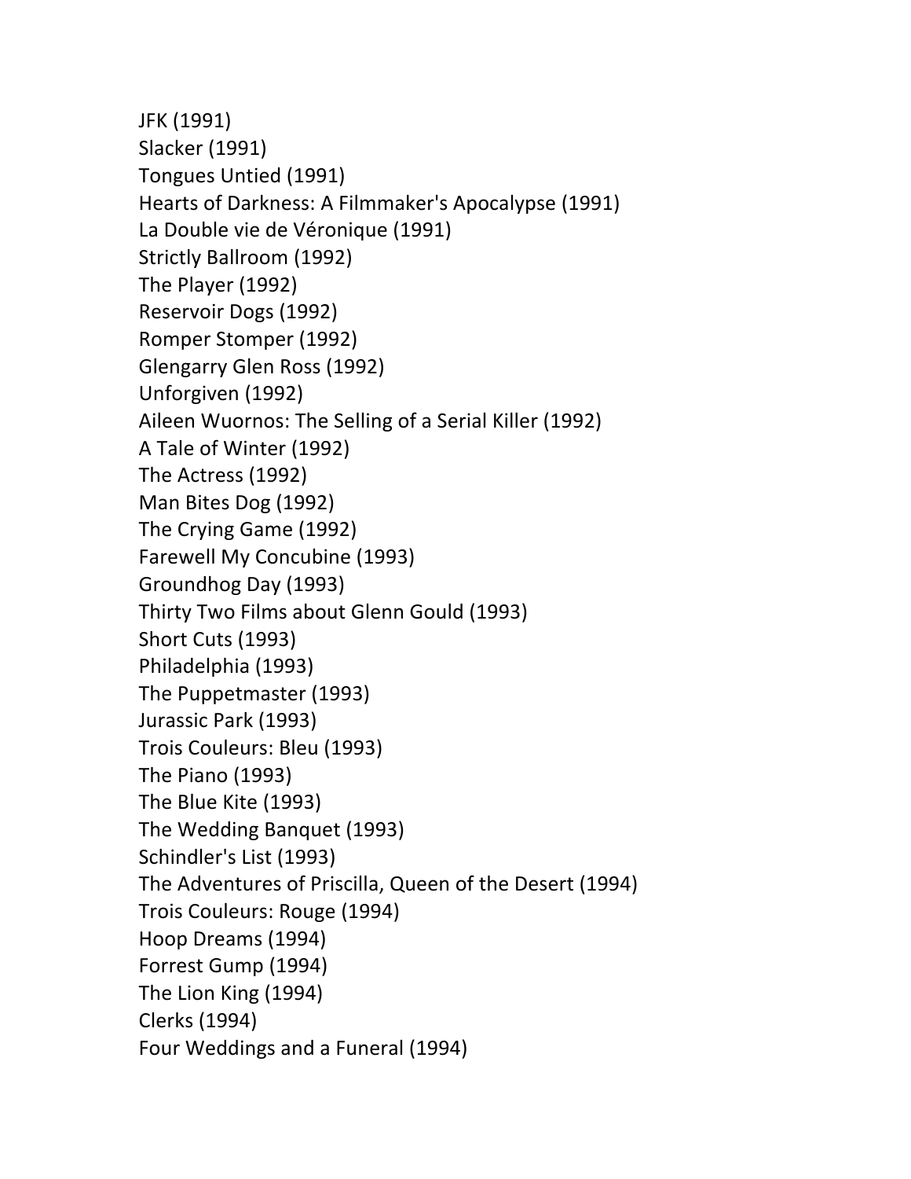JFK (1991)
Slacker (1991)
Tongues Untied (1991)
Hearts of Darkness: A Filmmaker's Apocalypse (1991)
La Double vie de Véronique (1991)
Strictly Ballroom (1992)
The Player (1992)
Reservoir Dogs (1992)
Romper Stomper (1992)
Glengarry Glen Ross (1992)
Unforgiven (1992)
Aileen Wuornos: The Selling of a Serial Killer (1992)
A Tale of Winter (1992)
The Actress (1992)
Man Bites Dog (1992)
The Crying Game (1992)
Farewell My Concubine (1993)
Groundhog Day (1993)
Thirty Two Films about Glenn Gould (1993)
Short Cuts (1993)
Philadelphia (1993)
The Puppetmaster (1993)
Jurassic Park (1993)
Trois Couleurs: Bleu (1993)
The Piano (1993)
The Blue Kite (1993)
The Wedding Banquet (1993)
Schindler's List (1993)
The Adventures of Priscilla, Queen of the Desert (1994)
Trois Couleurs: Rouge (1994)
Hoop Dreams (1994)
Forrest Gump (1994)
The Lion King (1994)
Clerks (1994)
Four Weddings and a Funeral (1994)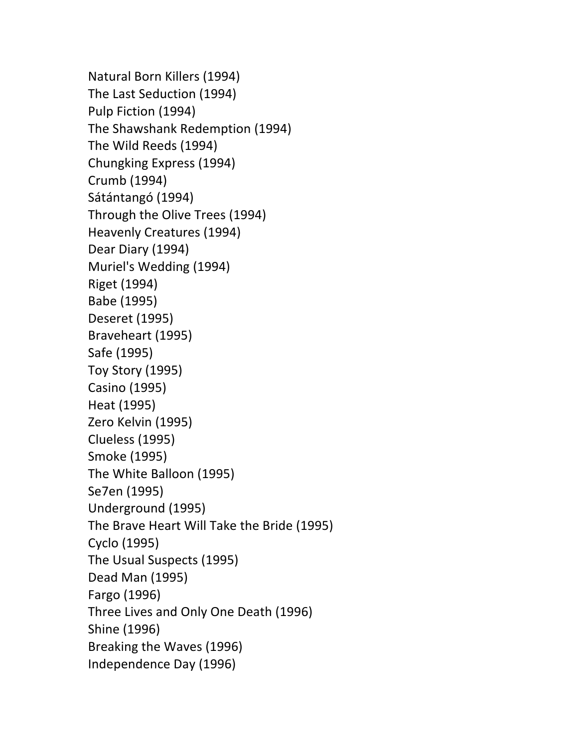Natural Born Killers (1994)
The Last Seduction (1994)
Pulp Fiction (1994)
The Shawshank Redemption (1994)
The Wild Reeds (1994)
Chungking Express (1994)
Crumb (1994)
Sátántangó (1994)
Through the Olive Trees (1994)
Heavenly Creatures (1994)
Dear Diary (1994)
Muriel's Wedding (1994)
Riget (1994)
Babe (1995)
Deseret (1995)
Braveheart (1995)
Safe (1995)
Toy Story (1995)
Casino (1995)
Heat (1995)
Zero Kelvin (1995)
Clueless (1995)
Smoke (1995)
The White Balloon (1995)
Se7en (1995)
Underground (1995)
The Brave Heart Will Take the Bride (1995)
Cyclo (1995)
The Usual Suspects (1995)
Dead Man (1995)
Fargo (1996)
Three Lives and Only One Death (1996)
Shine (1996)
Breaking the Waves (1996)
Independence Day (1996)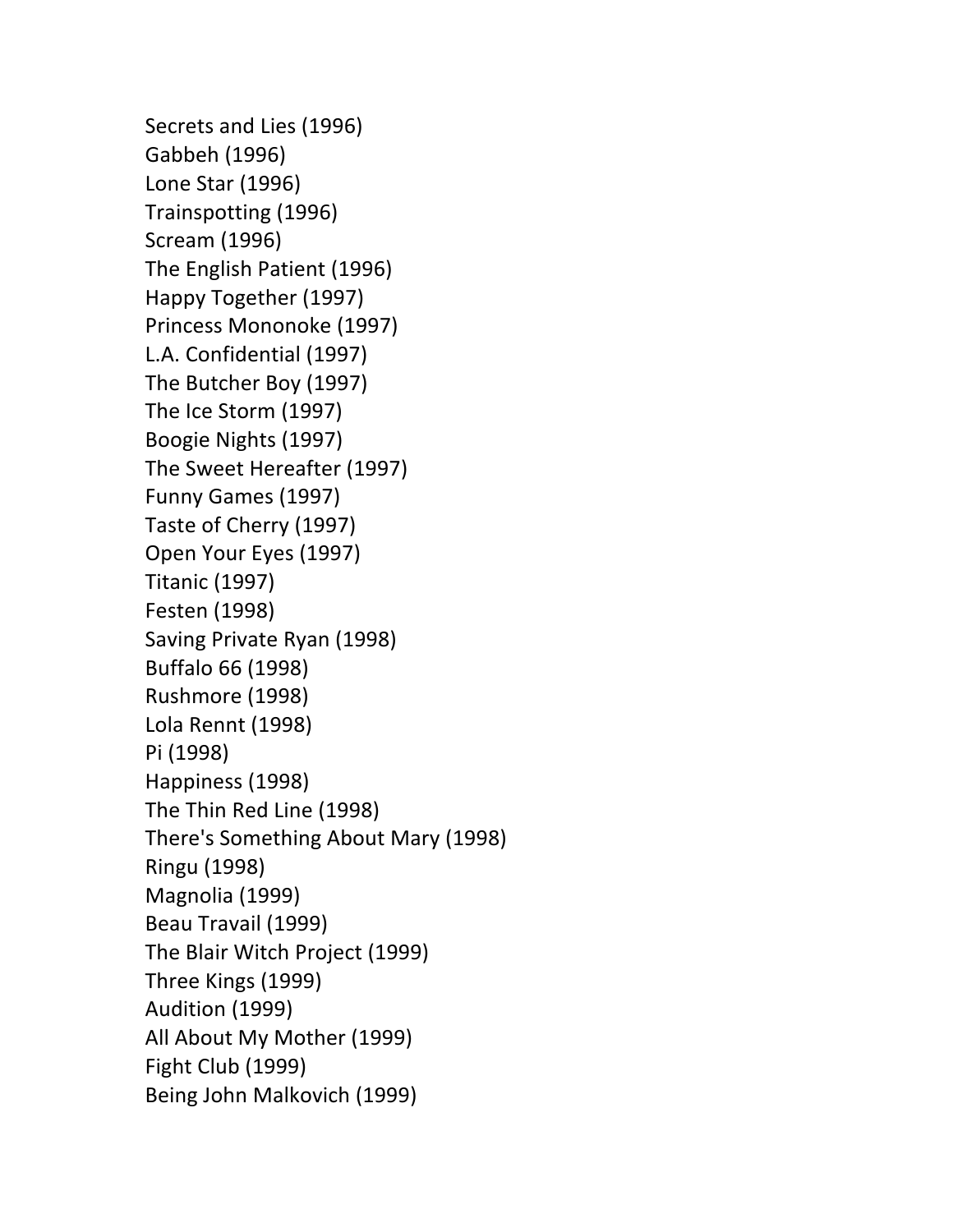Secrets and Lies (1996)
Gabbeh (1996)
Lone Star (1996)
Trainspotting (1996)
Scream (1996)
The English Patient (1996)
Happy Together (1997)
Princess Mononoke (1997)
L.A. Confidential (1997)
The Butcher Boy (1997)
The Ice Storm (1997)
Boogie Nights (1997)
The Sweet Hereafter (1997)
Funny Games (1997)
Taste of Cherry (1997)
Open Your Eyes (1997)
Titanic (1997)
Festen (1998)
Saving Private Ryan (1998)
Buffalo 66 (1998)
Rushmore (1998)
Lola Rennt (1998)
Pi (1998)
Happiness (1998)
The Thin Red Line (1998)
There's Something About Mary (1998)
Ringu (1998)
Magnolia (1999)
Beau Travail (1999)
The Blair Witch Project (1999)
Three Kings (1999)
Audition (1999)
All About My Mother (1999)
Fight Club (1999)
Being John Malkovich (1999)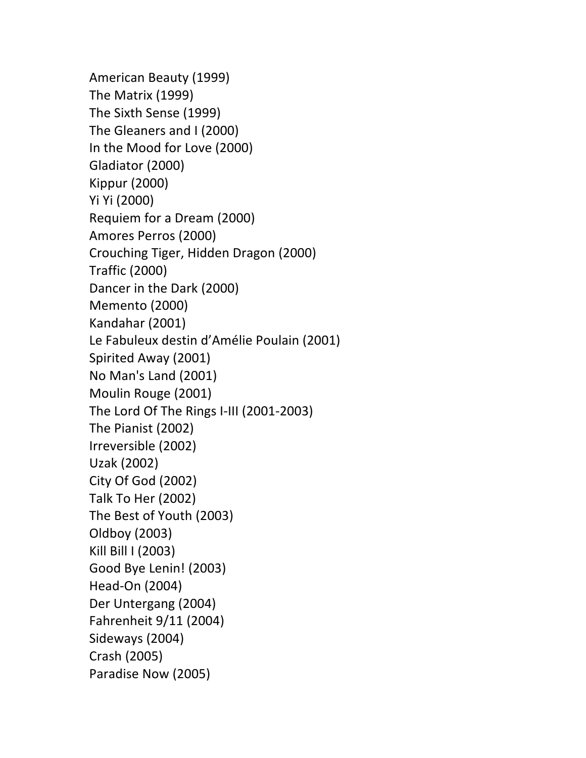American Beauty (1999)
The Matrix (1999)
The Sixth Sense (1999)
The Gleaners and I (2000)
In the Mood for Love (2000)
Gladiator (2000)
Kippur (2000)
Yi Yi (2000)
Requiem for a Dream (2000)
Amores Perros (2000)
Crouching Tiger, Hidden Dragon (2000)
Traffic (2000)
Dancer in the Dark (2000)
Memento (2000)
Kandahar (2001)
Le Fabuleux destin d'Amélie Poulain (2001)
Spirited Away (2001)
No Man's Land (2001)
Moulin Rouge (2001)
The Lord Of The Rings I-III (2001-2003)
The Pianist (2002)
Irreversible (2002)
Uzak (2002)
City Of God (2002)
Talk To Her (2002)
The Best of Youth (2003)
Oldboy (2003)
Kill Bill I (2003)
Good Bye Lenin! (2003)
Head-On (2004)
Der Untergang (2004)
Fahrenheit 9/11 (2004)
Sideways (2004)
Crash (2005)
Paradise Now (2005)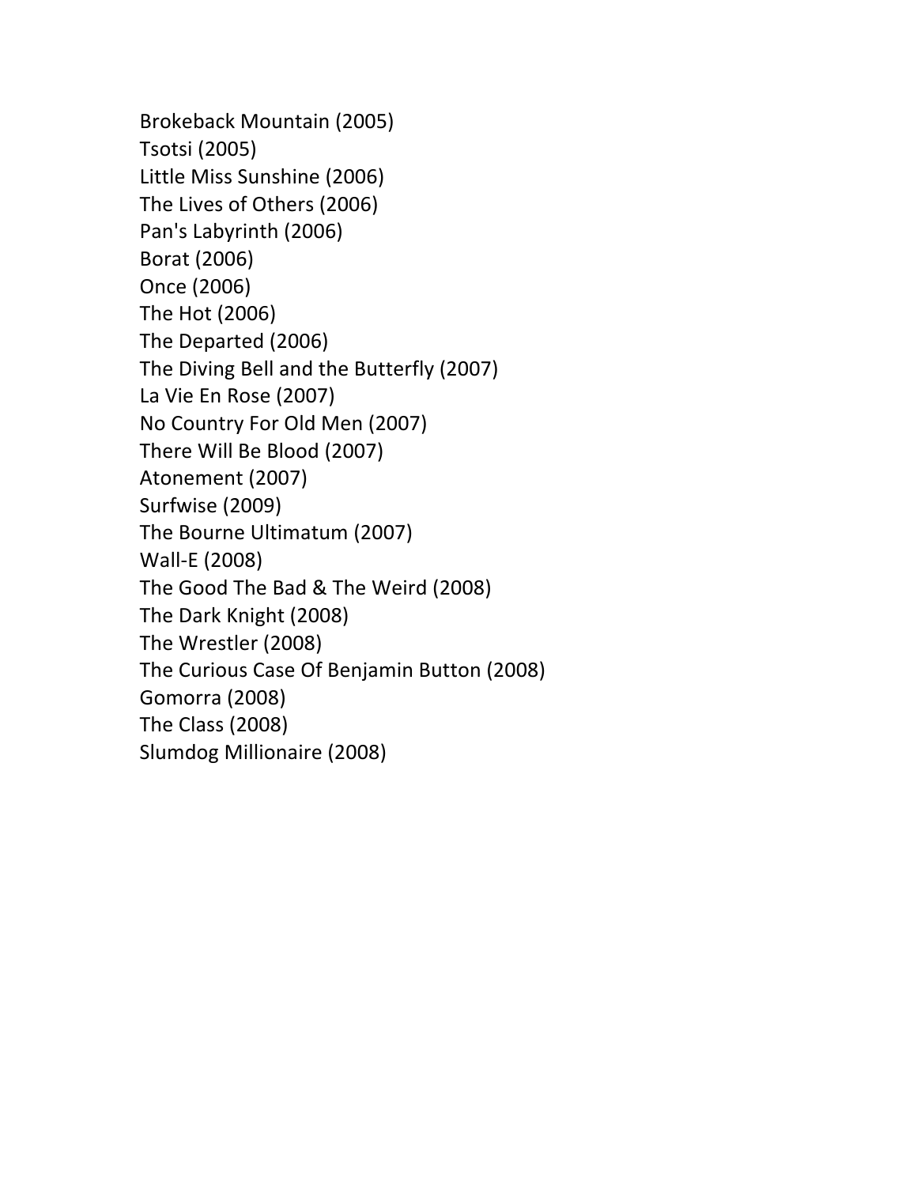Brokeback Mountain (2005)
Tsotsi (2005)
Little Miss Sunshine (2006)
The Lives of Others (2006)
Pan's Labyrinth (2006)
Borat (2006)
Once (2006)
The Hot (2006)
The Departed (2006)
The Diving Bell and the Butterfly (2007)
La Vie En Rose (2007)
No Country For Old Men (2007)
There Will Be Blood (2007)
Atonement (2007)
Surfwise (2009)
The Bourne Ultimatum (2007)
Wall-E (2008)
The Good The Bad & The Weird (2008)
The Dark Knight (2008)
The Wrestler (2008)
The Curious Case Of Benjamin Button (2008)
Gomorra (2008)
The Class (2008)
Slumdog Millionaire (2008)